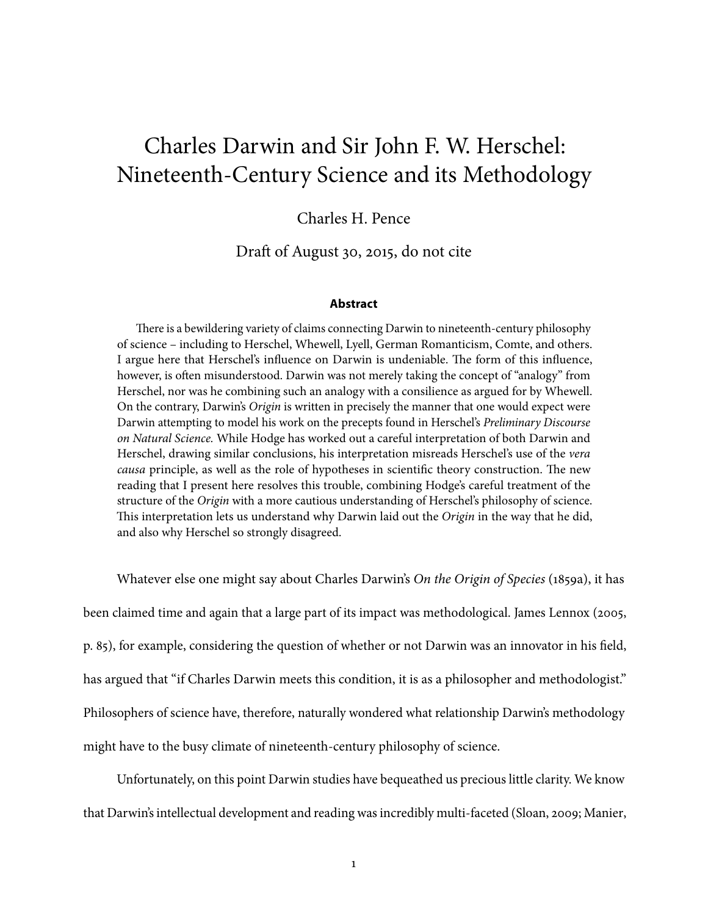# Charles Darwin and Sir John F. W. Herschel: Nineteenth-Century Science and its Methodology

Charles H. Pence

Draft of August 30, 2015, do not cite

### Abstract

There is a bewildering variety of claims connecting Darwin to nineteenth-century philosophy of science – including to Herschel, Whewell, Lyell, German Romanticism, Comte, and others. I argue here that Herschel's influence on Darwin is undeniable. The form of this influence, however, is often misunderstood. Darwin was not merely taking the concept of "analogy" from Herschel, nor was he combining such an analogy with a consilience as argued for by Whewell. On the contrary, Darwin's *Origin* is written in precisely the manner that one would expect were Darwin attempting to model his work on the precepts found in Herschel's *Preliminary Discourse on Natural Science.* While Hodge has worked out a careful interpretation of both Darwin and Herschel, drawing similar conclusions, his interpretation misreads Herschel's use of the *vera causa* principle, as well as the role of hypotheses in scientific theory construction. The new reading that I present here resolves this trouble, combining Hodge's careful treatment of the structure of the *Origin* with a more cautious understanding of Herschel's philosophy of science. This interpretation lets us understand why Darwin laid out the *Origin* in the way that he did, and also why Herschel so strongly disagreed.

Whatever else one might say about Charles Darwin's *On the Origin of Species* (1859a), it has been claimed time and again that a large part of its impact was methodological. James Lennox (2005, p. 85), for example, considering the question of whether or not Darwin was an innovator in his field, has argued that "if Charles Darwin meets this condition, it is as a philosopher and methodologist." Philosophers of science have, therefore, naturally wondered what relationship Darwin's methodology might have to the busy climate of nineteenth-century philosophy of science.

Unfortunately, on this point Darwin studies have bequeathed us precious little clarity. We know that Darwin's intellectual development and reading was incredibly multi-faceted (Sloan, 2009; Manier,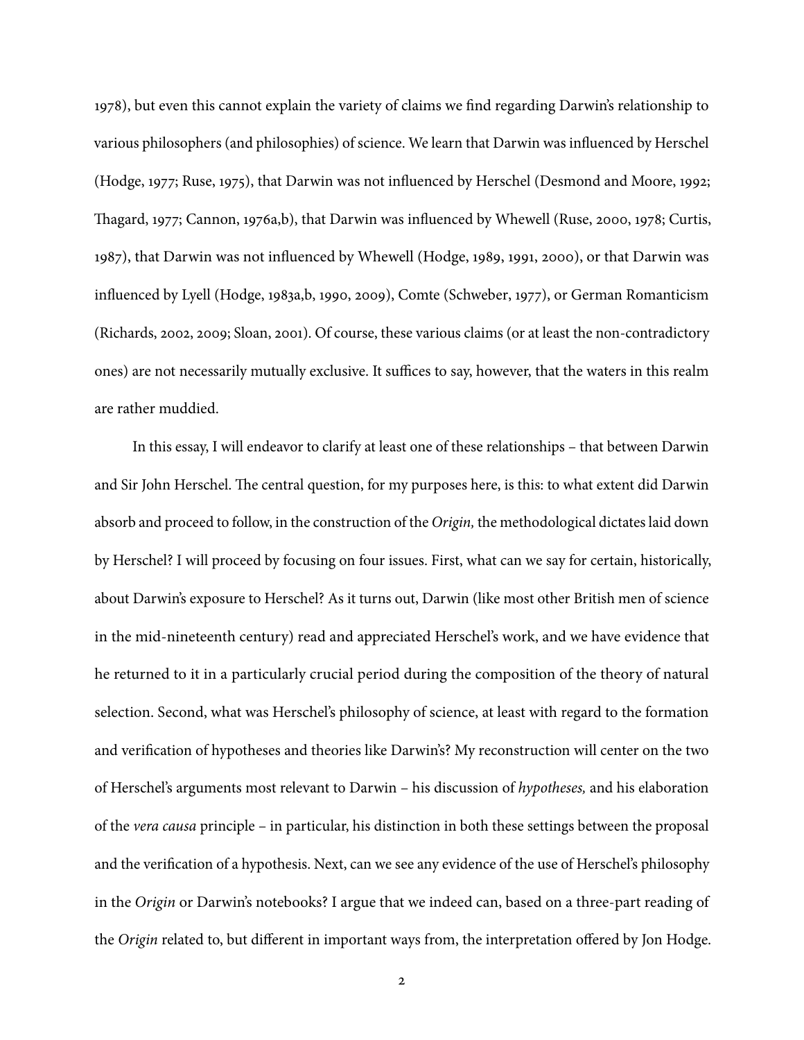1978), but even this cannot explain the variety of claims we find regarding Darwin's relationship to various philosophers (and philosophies) of science. We learn that Darwin was influenced by Herschel (Hodge, 1977; Ruse, 1975), that Darwin was not influenced by Herschel (Desmond and Moore, 1992; Thagard, 1977; Cannon, 1976a,b), that Darwin was influenced by Whewell (Ruse, 2000, 1978; Curtis, 1987), that Darwin was not influenced by Whewell (Hodge, 1989, 1991, 2000), or that Darwin was influenced by Lyell (Hodge, 1983a,b, 1990, 2009), Comte (Schweber, 1977), or German Romanticism (Richards, 2002, 2009; Sloan, 2001). Of course, these various claims (or at least the non-contradictory ones) are not necessarily mutually exclusive. It suffices to say, however, that the waters in this realm are rather muddied.

In this essay, I will endeavor to clarify at least one of these relationships – that between Darwin and Sir John Herschel. The central question, for my purposes here, is this: to what extent did Darwin absorb and proceed to follow, in the construction of the *Origin,* the methodological dictates laid down by Herschel? I will proceed by focusing on four issues. First, what can we say for certain, historically, about Darwin's exposure to Herschel? As it turns out, Darwin (like most other British men of science in the mid-nineteenth century) read and appreciated Herschel's work, and we have evidence that he returned to it in a particularly crucial period during the composition of the theory of natural selection. Second, what was Herschel's philosophy of science, at least with regard to the formation and verification of hypotheses and theories like Darwin's? My reconstruction will center on the two of Herschel's arguments most relevant to Darwin – his discussion of *hypotheses,* and his elaboration of the *vera causa* principle – in particular, his distinction in both these settings between the proposal and the verification of a hypothesis. Next, can we see any evidence of the use of Herschel's philosophy in the *Origin* or Darwin's notebooks? I argue that we indeed can, based on a three-part reading of the *Origin* related to, but different in important ways from, the interpretation offered by Jon Hodge.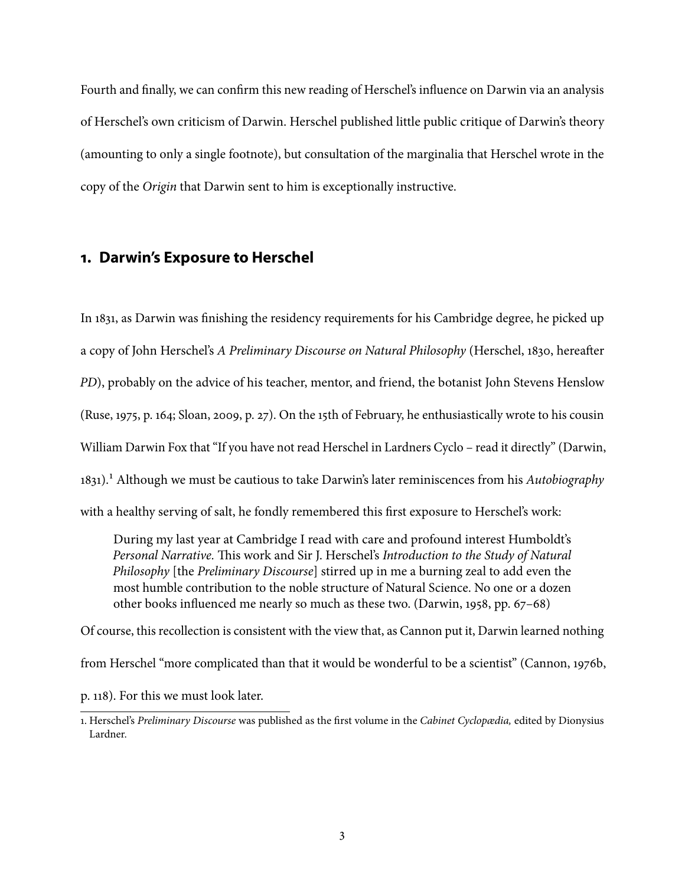Fourth and finally, we can confirm this new reading of Herschel's influence on Darwin via an analysis of Herschel's own criticism of Darwin. Herschel published little public critique of Darwin's theory (amounting to only a single footnote), but consultation of the marginalia that Herschel wrote in the copy of the *Origin* that Darwin sent to him is exceptionally instructive.

## 1. Darwin's Exposure to Herschel

In 1831, as Darwin was finishing the residency requirements for his Cambridge degree, he picked up a copy of John Herschel's *A Preliminary Discourse on Natural Philosophy* (Herschel, 1830, hereafter *PD*), probably on the advice of his teacher, mentor, and friend, the botanist John Stevens Henslow (Ruse, 1975, p. 164; Sloan, 2009, p. 27). On the 15th of February, he enthusiastically wrote to his cousin William Darwin Fox that "If you have not read Herschel in Lardners Cyclo – read it directly" (Darwin, 1831).[1] Although we must be cautious to take Darwin's later reminiscences from his *Autobiography* with a healthy serving of salt, he fondly remembered this first exposure to Herschel's work:

> During my last year at Cambridge I read with care and profound interest Humboldt's *Personal Narrative*. This work and Sir J. Herschel's *Introduction to the Study of Natural Philosophy* [the *Preliminary Discourse*] stirred up in me a burning zeal to add even the most humble contribution to the noble structure of Natural Science. No one or a dozen other books influenced me nearly so much as these two. (Darwin, 1958, pp. 67–68)

Of course, this recollection is consistent with the view that, as Cannon put it, Darwin learned nothing from Herschel "more complicated than that it would be wonderful to be a scientist" (Cannon, 1976b, p. 118). For this we must look later.

1. Herschel's *Preliminary Discourse* was published as the first volume in the *Cabinet Cyclopædia,* edited by Dionysius Lardner.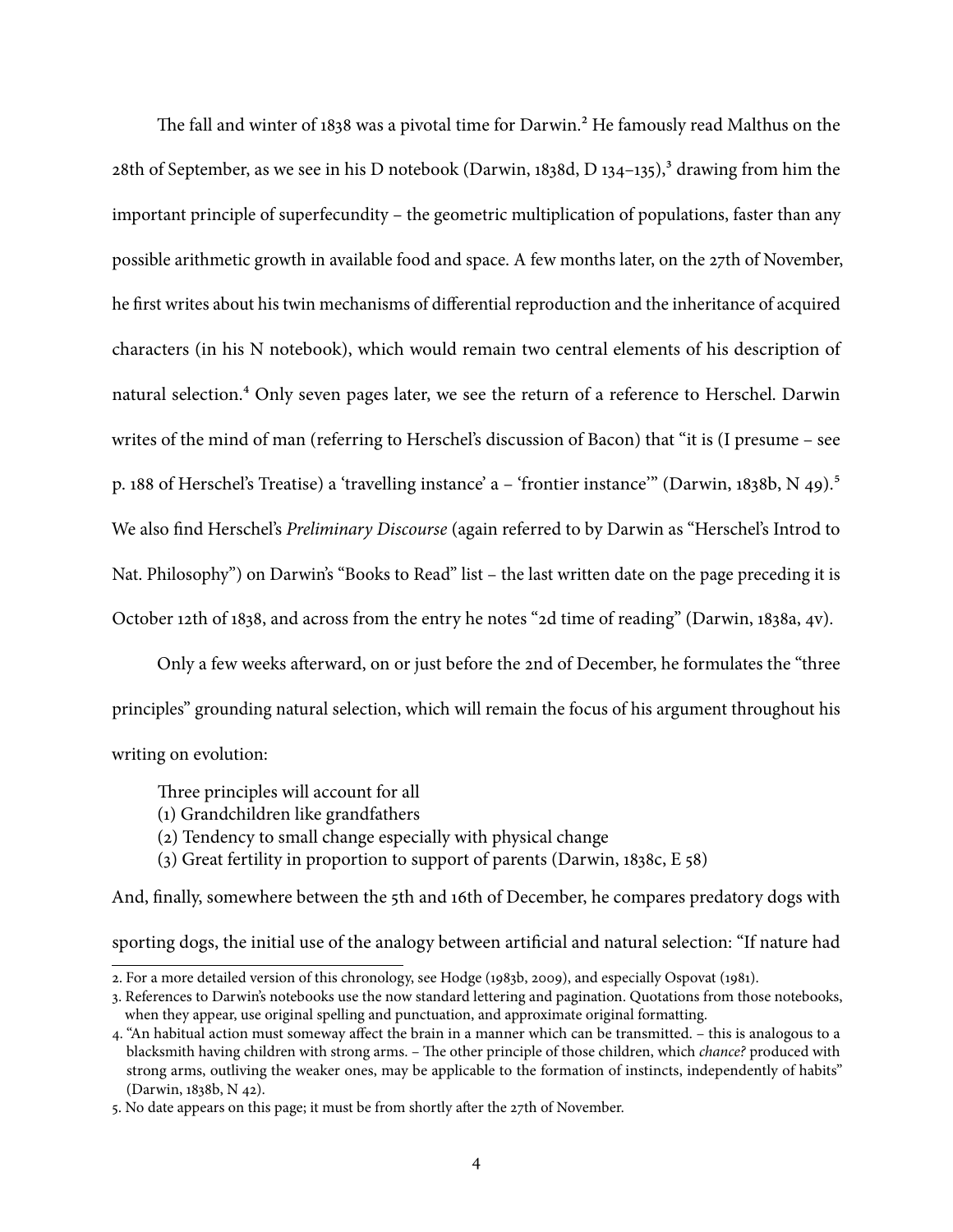The fall and winter of 1838 was a pivotal time for Darwin.[2] He famously read Malthus on the 28th of September, as we see in his D notebook (Darwin, 1838d, D 134–135),[3] drawing from him the important principle of superfecundity – the geometric multiplication of populations, faster than any possible arithmetic growth in available food and space. A few months later, on the 27th of November, he first writes about his twin mechanisms of differential reproduction and the inheritance of acquired characters (in his N notebook), which would remain two central elements of his description of natural selection.[4] Only seven pages later, we see the return of a reference to Herschel. Darwin writes of the mind of man (referring to Herschel's discussion of Bacon) that "it is (I presume – see p. 188 of Herschel's Treatise) a 'travelling instance' a – 'frontier instance'" (Darwin, 1838b, N 49).[5] We also find Herschel's *Preliminary Discourse* (again referred to by Darwin as "Herschel's Introd to Nat. Philosophy") on Darwin's "Books to Read" list – the last written date on the page preceding it is October 12th of 1838, and across from the entry he notes "2d time of reading" (Darwin, 1838a, 4v).

Only a few weeks afterward, on or just before the 2nd of December, he formulates the "three principles" grounding natural selection, which will remain the focus of his argument throughout his writing on evolution:

> Three principles will account for all
> (1) Grandchildren like grandfathers
> (2) Tendency to small change especially with physical change
> (3) Great fertility in proportion to support of parents (Darwin, 1838c, E 58)

And, finally, somewhere between the 5th and 16th of December, he compares predatory dogs with sporting dogs, the initial use of the analogy between artificial and natural selection: "If nature had

---

2. For a more detailed version of this chronology, see Hodge (1983b, 2009), and especially Ospovat (1981).

3. References to Darwin's notebooks use the now standard lettering and pagination. Quotations from those notebooks, when they appear, use original spelling and punctuation, and approximate original formatting.

4. "An habitual action must someway affect the brain in a manner which can be transmitted. – this is analogous to a blacksmith having children with strong arms. – The other principle of those children, which *chance?* produced with strong arms, outliving the weaker ones, may be applicable to the formation of instincts, independently of habits" (Darwin, 1838b, N 42).

5. No date appears on this page; it must be from shortly after the 27th of November.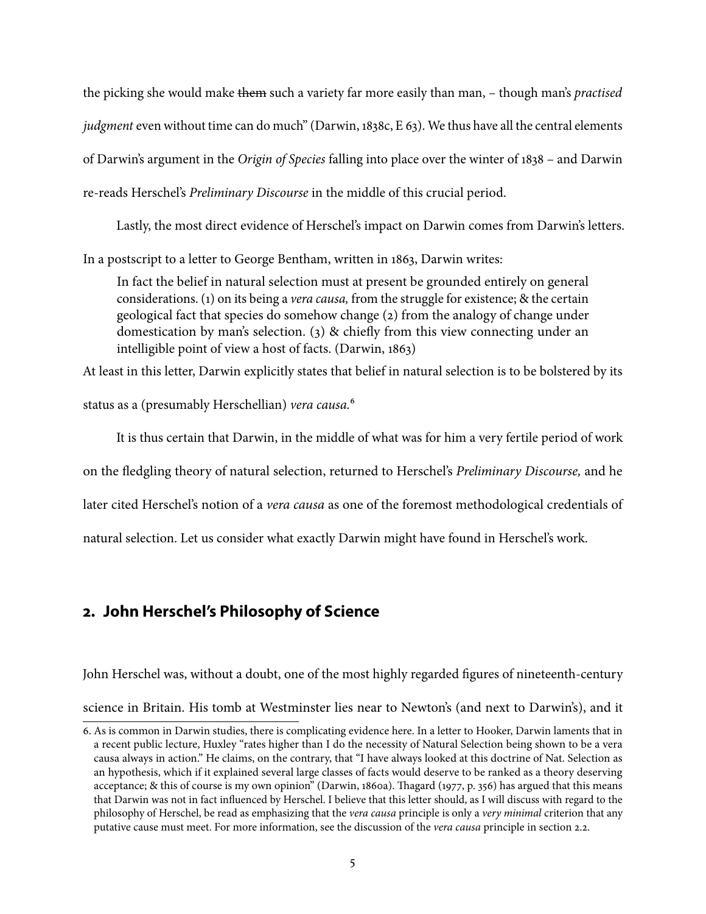the picking she would make ~~them~~ such a variety far more easily than man, – though man's *practised judgment* even without time can do much" (Darwin, 1838c, E 63). We thus have all the central elements of Darwin's argument in the *Origin of Species* falling into place over the winter of 1838 – and Darwin re-reads Herschel's *Preliminary Discourse* in the middle of this crucial period.

Lastly, the most direct evidence of Herschel's impact on Darwin comes from Darwin's letters. In a postscript to a letter to George Bentham, written in 1863, Darwin writes:

> In fact the belief in natural selection must at present be grounded entirely on general considerations. (1) on its being a *vera causa,* from the struggle for existence; & the certain geological fact that species do somehow change (2) from the analogy of change under domestication by man's selection. (3) & chiefly from this view connecting under an intelligible point of view a host of facts. (Darwin, 1863)

At least in this letter, Darwin explicitly states that belief in natural selection is to be bolstered by its status as a (presumably Herschellian) *vera causa.*[6]

It is thus certain that Darwin, in the middle of what was for him a very fertile period of work on the fledgling theory of natural selection, returned to Herschel's *Preliminary Discourse,* and he later cited Herschel's notion of a *vera causa* as one of the foremost methodological credentials of natural selection. Let us consider what exactly Darwin might have found in Herschel's work.

## 2. John Herschel's Philosophy of Science

John Herschel was, without a doubt, one of the most highly regarded figures of nineteenth-century science in Britain. His tomb at Westminster lies near to Newton's (and next to Darwin's), and it

---

6. As is common in Darwin studies, there is complicating evidence here. In a letter to Hooker, Darwin laments that in a recent public lecture, Huxley "rates higher than I do the necessity of Natural Selection being shown to be a vera causa always in action." He claims, on the contrary, that "I have always looked at this doctrine of Nat. Selection as an hypothesis, which if it explained several large classes of facts would deserve to be ranked as a theory deserving acceptance; & this of course is my own opinion" (Darwin, 1860a). Thagard (1977, p. 356) has argued that this means that Darwin was not in fact influenced by Herschel. I believe that this letter should, as I will discuss with regard to the philosophy of Herschel, be read as emphasizing that the *vera causa* principle is only a *very minimal* criterion that any putative cause must meet. For more information, see the discussion of the *vera causa* principle in section 2.2.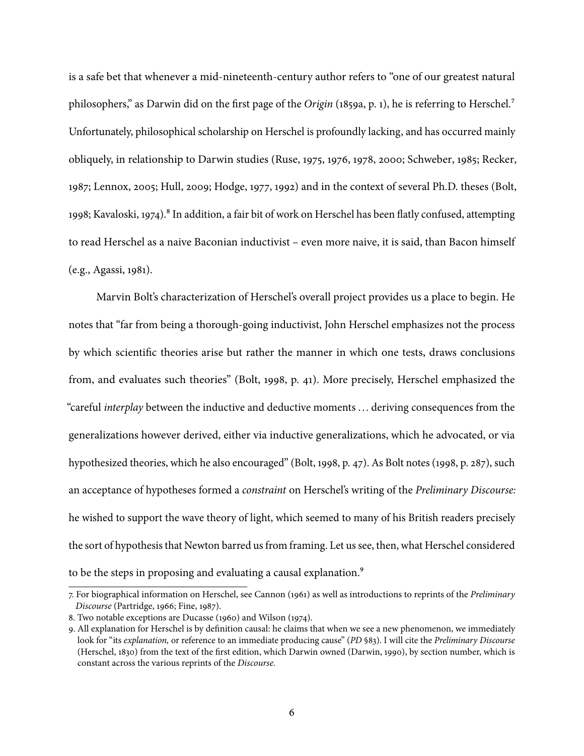is a safe bet that whenever a mid-nineteenth-century author refers to "one of our greatest natural philosophers," as Darwin did on the first page of the *Origin* (1859a, p. 1), he is referring to Herschel.[7] Unfortunately, philosophical scholarship on Herschel is profoundly lacking, and has occurred mainly obliquely, in relationship to Darwin studies (Ruse, 1975, 1976, 1978, 2000; Schweber, 1985; Recker, 1987; Lennox, 2005; Hull, 2009; Hodge, 1977, 1992) and in the context of several Ph.D. theses (Bolt, 1998; Kavaloski, 1974).[8] In addition, a fair bit of work on Herschel has been flatly confused, attempting to read Herschel as a naive Baconian inductivist – even more naive, it is said, than Bacon himself (e.g., Agassi, 1981).

Marvin Bolt's characterization of Herschel's overall project provides us a place to begin. He notes that "far from being a thorough-going inductivist, John Herschel emphasizes not the process by which scientific theories arise but rather the manner in which one tests, draws conclusions from, and evaluates such theories" (Bolt, 1998, p. 41). More precisely, Herschel emphasized the "careful *interplay* between the inductive and deductive moments … deriving consequences from the generalizations however derived, either via inductive generalizations, which he advocated, or via hypothesized theories, which he also encouraged" (Bolt, 1998, p. 47). As Bolt notes (1998, p. 287), such an acceptance of hypotheses formed a *constraint* on Herschel's writing of the *Preliminary Discourse:* he wished to support the wave theory of light, which seemed to many of his British readers precisely the sort of hypothesis that Newton barred us from framing. Let us see, then, what Herschel considered to be the steps in proposing and evaluating a causal explanation.[9]

7. For biographical information on Herschel, see Cannon (1961) as well as introductions to reprints of the *Preliminary Discourse* (Partridge, 1966; Fine, 1987).

8. Two notable exceptions are Ducasse (1960) and Wilson (1974).

9. All explanation for Herschel is by definition causal: he claims that when we see a new phenomenon, we immediately look for "its *explanation,* or reference to an immediate producing cause" (*PD* §83). I will cite the *Preliminary Discourse* (Herschel, 1830) from the text of the first edition, which Darwin owned (Darwin, 1990), by section number, which is constant across the various reprints of the *Discourse.*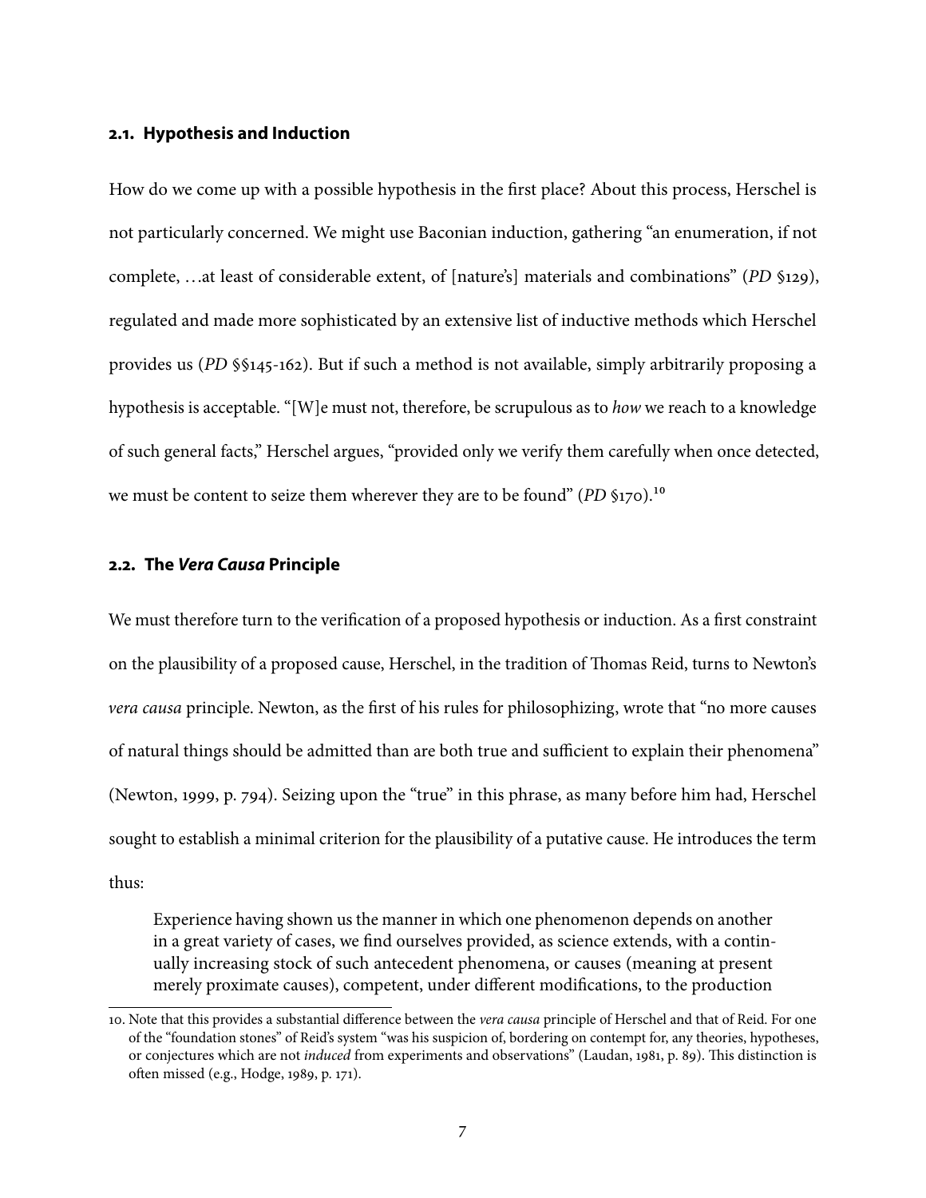### 2.1. Hypothesis and Induction

How do we come up with a possible hypothesis in the first place? About this process, Herschel is not particularly concerned. We might use Baconian induction, gathering "an enumeration, if not complete, …at least of considerable extent, of [nature's] materials and combinations" (*PD* §129), regulated and made more sophisticated by an extensive list of inductive methods which Herschel provides us (*PD* §§145-162). But if such a method is not available, simply arbitrarily proposing a hypothesis is acceptable. "[W]e must not, therefore, be scrupulous as to *how* we reach to a knowledge of such general facts," Herschel argues, "provided only we verify them carefully when once detected, we must be content to seize them wherever they are to be found" (*PD* §170).[10]

### 2.2. The *Vera Causa* Principle

We must therefore turn to the verification of a proposed hypothesis or induction. As a first constraint on the plausibility of a proposed cause, Herschel, in the tradition of Thomas Reid, turns to Newton's *vera causa* principle. Newton, as the first of his rules for philosophizing, wrote that "no more causes of natural things should be admitted than are both true and sufficient to explain their phenomena" (Newton, 1999, p. 794). Seizing upon the "true" in this phrase, as many before him had, Herschel sought to establish a minimal criterion for the plausibility of a putative cause. He introduces the term thus:

> Experience having shown us the manner in which one phenomenon depends on another in a great variety of cases, we find ourselves provided, as science extends, with a continually increasing stock of such antecedent phenomena, or causes (meaning at present merely proximate causes), competent, under different modifications, to the production

10. Note that this provides a substantial difference between the *vera causa* principle of Herschel and that of Reid. For one of the "foundation stones" of Reid's system "was his suspicion of, bordering on contempt for, any theories, hypotheses, or conjectures which are not *induced* from experiments and observations" (Laudan, 1981, p. 89). This distinction is often missed (e.g., Hodge, 1989, p. 171).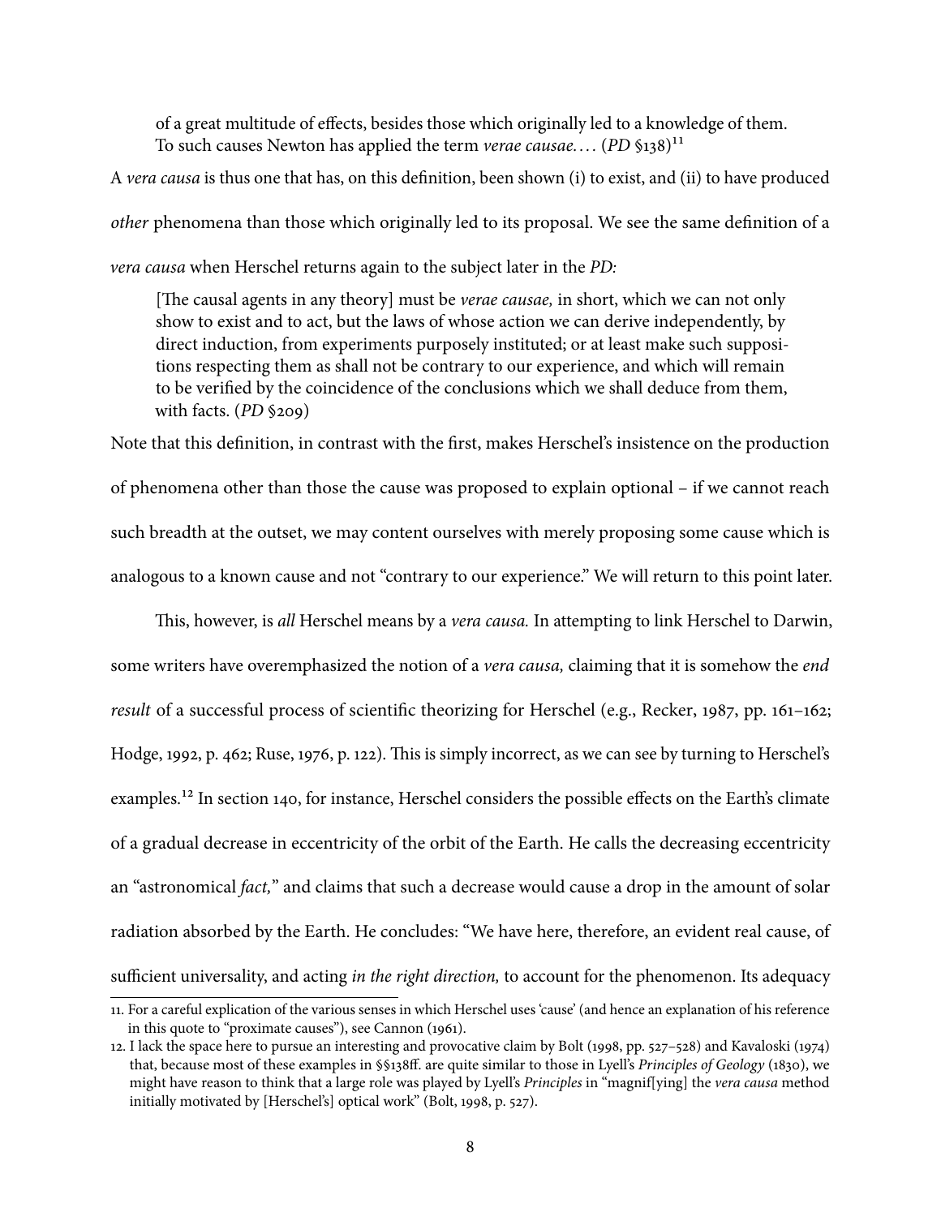> of a great multitude of effects, besides those which originally led to a knowledge of them. To such causes Newton has applied the term *verae causae.*… (*PD* §138)[11]

A *vera causa* is thus one that has, on this definition, been shown (i) to exist, and (ii) to have produced *other* phenomena than those which originally led to its proposal. We see the same definition of a *vera causa* when Herschel returns again to the subject later in the *PD:*

> [The causal agents in any theory] must be *verae causae,* in short, which we can not only show to exist and to act, but the laws of whose action we can derive independently, by direct induction, from experiments purposely instituted; or at least make such suppositions respecting them as shall not be contrary to our experience, and which will remain to be verified by the coincidence of the conclusions which we shall deduce from them, with facts. (*PD* §209)

Note that this definition, in contrast with the first, makes Herschel's insistence on the production of phenomena other than those the cause was proposed to explain optional – if we cannot reach such breadth at the outset, we may content ourselves with merely proposing some cause which is analogous to a known cause and not "contrary to our experience." We will return to this point later.

This, however, is *all* Herschel means by a *vera causa.* In attempting to link Herschel to Darwin, some writers have overemphasized the notion of a *vera causa,* claiming that it is somehow the *end result* of a successful process of scientific theorizing for Herschel (e.g., Recker, 1987, pp. 161–162; Hodge, 1992, p. 462; Ruse, 1976, p. 122). This is simply incorrect, as we can see by turning to Herschel's examples.[12] In section 140, for instance, Herschel considers the possible effects on the Earth's climate of a gradual decrease in eccentricity of the orbit of the Earth. He calls the decreasing eccentricity an "astronomical *fact,*" and claims that such a decrease would cause a drop in the amount of solar radiation absorbed by the Earth. He concludes: "We have here, therefore, an evident real cause, of sufficient universality, and acting *in the right direction,* to account for the phenomenon. Its adequacy

---

11. For a careful explication of the various senses in which Herschel uses 'cause' (and hence an explanation of his reference in this quote to "proximate causes"), see Cannon (1961).

12. I lack the space here to pursue an interesting and provocative claim by Bolt (1998, pp. 527–528) and Kavaloski (1974) that, because most of these examples in §§138ff. are quite similar to those in Lyell's *Principles of Geology* (1830), we might have reason to think that a large role was played by Lyell's *Principles* in "magnif[ying] the *vera causa* method initially motivated by [Herschel's] optical work" (Bolt, 1998, p. 527).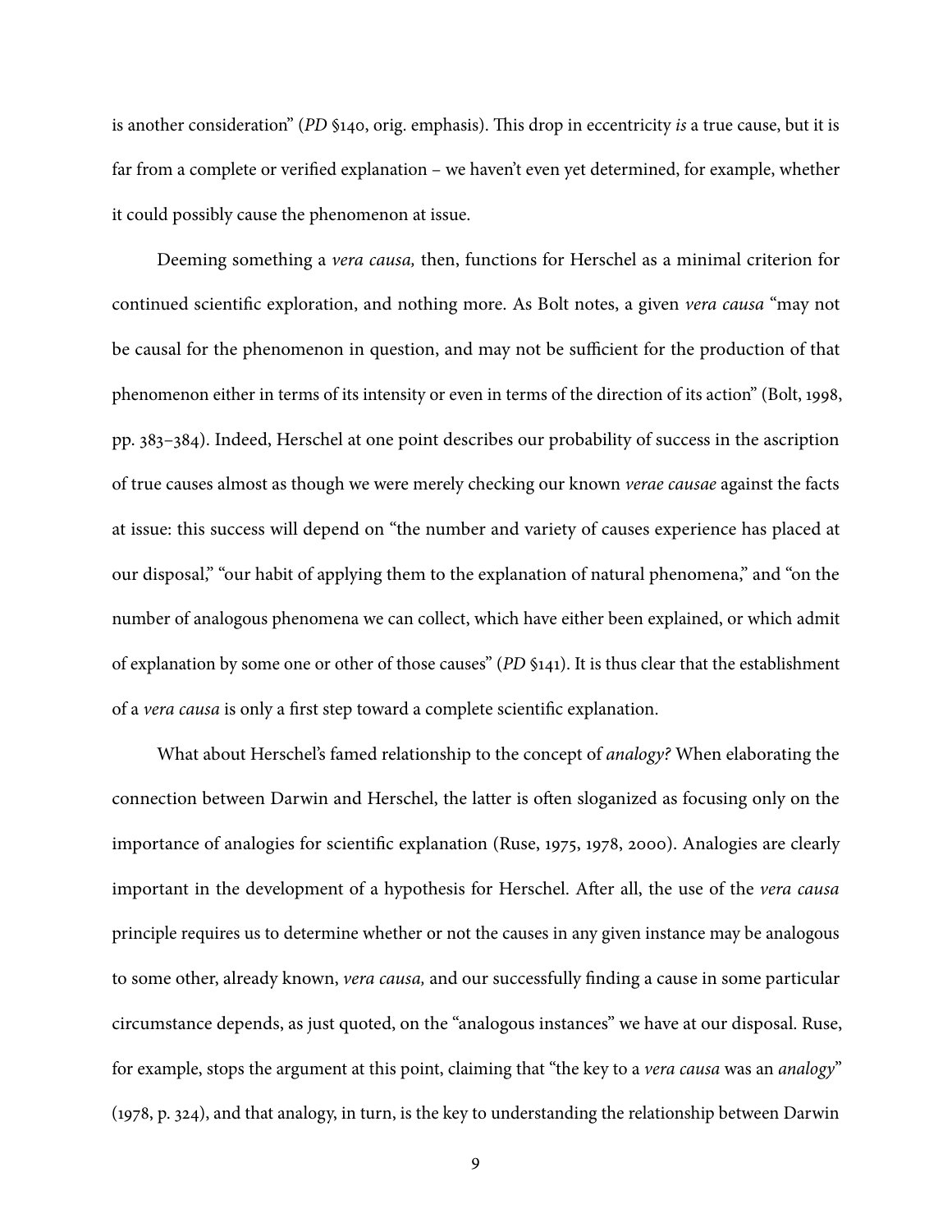is another consideration" (*PD* §140, orig. emphasis). This drop in eccentricity *is* a true cause, but it is far from a complete or verified explanation – we haven't even yet determined, for example, whether it could possibly cause the phenomenon at issue.

Deeming something a *vera causa,* then, functions for Herschel as a minimal criterion for continued scientific exploration, and nothing more. As Bolt notes, a given *vera causa* "may not be causal for the phenomenon in question, and may not be sufficient for the production of that phenomenon either in terms of its intensity or even in terms of the direction of its action" (Bolt, 1998, pp. 383–384). Indeed, Herschel at one point describes our probability of success in the ascription of true causes almost as though we were merely checking our known *verae causae* against the facts at issue: this success will depend on "the number and variety of causes experience has placed at our disposal," "our habit of applying them to the explanation of natural phenomena," and "on the number of analogous phenomena we can collect, which have either been explained, or which admit of explanation by some one or other of those causes" (*PD* §141). It is thus clear that the establishment of a *vera causa* is only a first step toward a complete scientific explanation.

What about Herschel's famed relationship to the concept of *analogy?* When elaborating the connection between Darwin and Herschel, the latter is often sloganized as focusing only on the importance of analogies for scientific explanation (Ruse, 1975, 1978, 2000). Analogies are clearly important in the development of a hypothesis for Herschel. After all, the use of the *vera causa* principle requires us to determine whether or not the causes in any given instance may be analogous to some other, already known, *vera causa,* and our successfully finding a cause in some particular circumstance depends, as just quoted, on the "analogous instances" we have at our disposal. Ruse, for example, stops the argument at this point, claiming that "the key to a *vera causa* was an *analogy*" (1978, p. 324), and that analogy, in turn, is the key to understanding the relationship between Darwin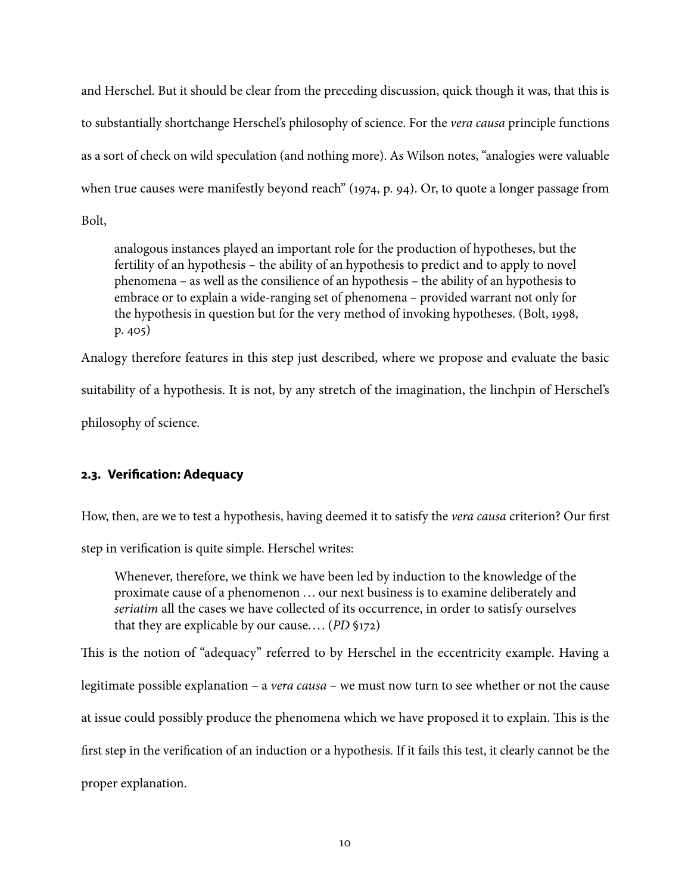and Herschel. But it should be clear from the preceding discussion, quick though it was, that this is to substantially shortchange Herschel's philosophy of science. For the *vera causa* principle functions as a sort of check on wild speculation (and nothing more). As Wilson notes, "analogies were valuable when true causes were manifestly beyond reach" (1974, p. 94). Or, to quote a longer passage from Bolt,

> analogous instances played an important role for the production of hypotheses, but the fertility of an hypothesis – the ability of an hypothesis to predict and to apply to novel phenomena – as well as the consilience of an hypothesis – the ability of an hypothesis to embrace or to explain a wide-ranging set of phenomena – provided warrant not only for the hypothesis in question but for the very method of invoking hypotheses. (Bolt, 1998, p. 405)

Analogy therefore features in this step just described, where we propose and evaluate the basic suitability of a hypothesis. It is not, by any stretch of the imagination, the linchpin of Herschel's philosophy of science.

### 2.3. Verification: Adequacy

How, then, are we to test a hypothesis, having deemed it to satisfy the *vera causa* criterion? Our first step in verification is quite simple. Herschel writes:

> Whenever, therefore, we think we have been led by induction to the knowledge of the proximate cause of a phenomenon … our next business is to examine deliberately and *seriatim* all the cases we have collected of its occurrence, in order to satisfy ourselves that they are explicable by our cause.… (*PD* §172)

This is the notion of "adequacy" referred to by Herschel in the eccentricity example. Having a legitimate possible explanation – a *vera causa* – we must now turn to see whether or not the cause at issue could possibly produce the phenomena which we have proposed it to explain. This is the first step in the verification of an induction or a hypothesis. If it fails this test, it clearly cannot be the proper explanation.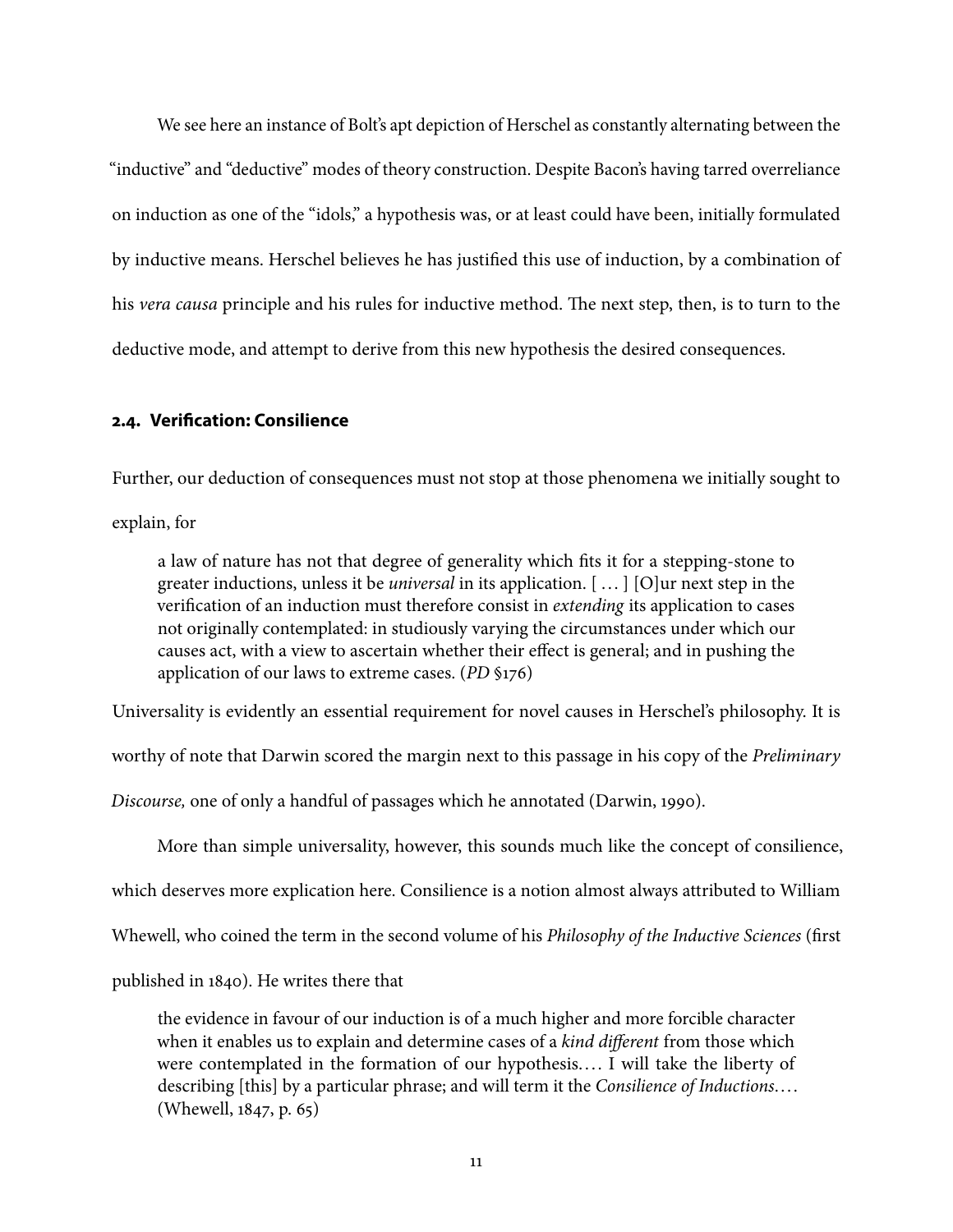We see here an instance of Bolt's apt depiction of Herschel as constantly alternating between the "inductive" and "deductive" modes of theory construction. Despite Bacon's having tarred overreliance on induction as one of the "idols," a hypothesis was, or at least could have been, initially formulated by inductive means. Herschel believes he has justified this use of induction, by a combination of his *vera causa* principle and his rules for inductive method. The next step, then, is to turn to the deductive mode, and attempt to derive from this new hypothesis the desired consequences.

### 2.4. Verification: Consilience

Further, our deduction of consequences must not stop at those phenomena we initially sought to explain, for

> a law of nature has not that degree of generality which fits it for a stepping-stone to greater inductions, unless it be *universal* in its application. [ … ] [O]ur next step in the verification of an induction must therefore consist in *extending* its application to cases not originally contemplated: in studiously varying the circumstances under which our causes act, with a view to ascertain whether their effect is general; and in pushing the application of our laws to extreme cases. (*PD* §176)

Universality is evidently an essential requirement for novel causes in Herschel's philosophy. It is worthy of note that Darwin scored the margin next to this passage in his copy of the *Preliminary Discourse,* one of only a handful of passages which he annotated (Darwin, 1990).

More than simple universality, however, this sounds much like the concept of consilience, which deserves more explication here. Consilience is a notion almost always attributed to William Whewell, who coined the term in the second volume of his *Philosophy of the Inductive Sciences* (first published in 1840). He writes there that

> the evidence in favour of our induction is of a much higher and more forcible character when it enables us to explain and determine cases of a *kind different* from those which were contemplated in the formation of our hypothesis.… I will take the liberty of describing [this] by a particular phrase; and will term it the *Consilience of Inductions*.… (Whewell, 1847, p. 65)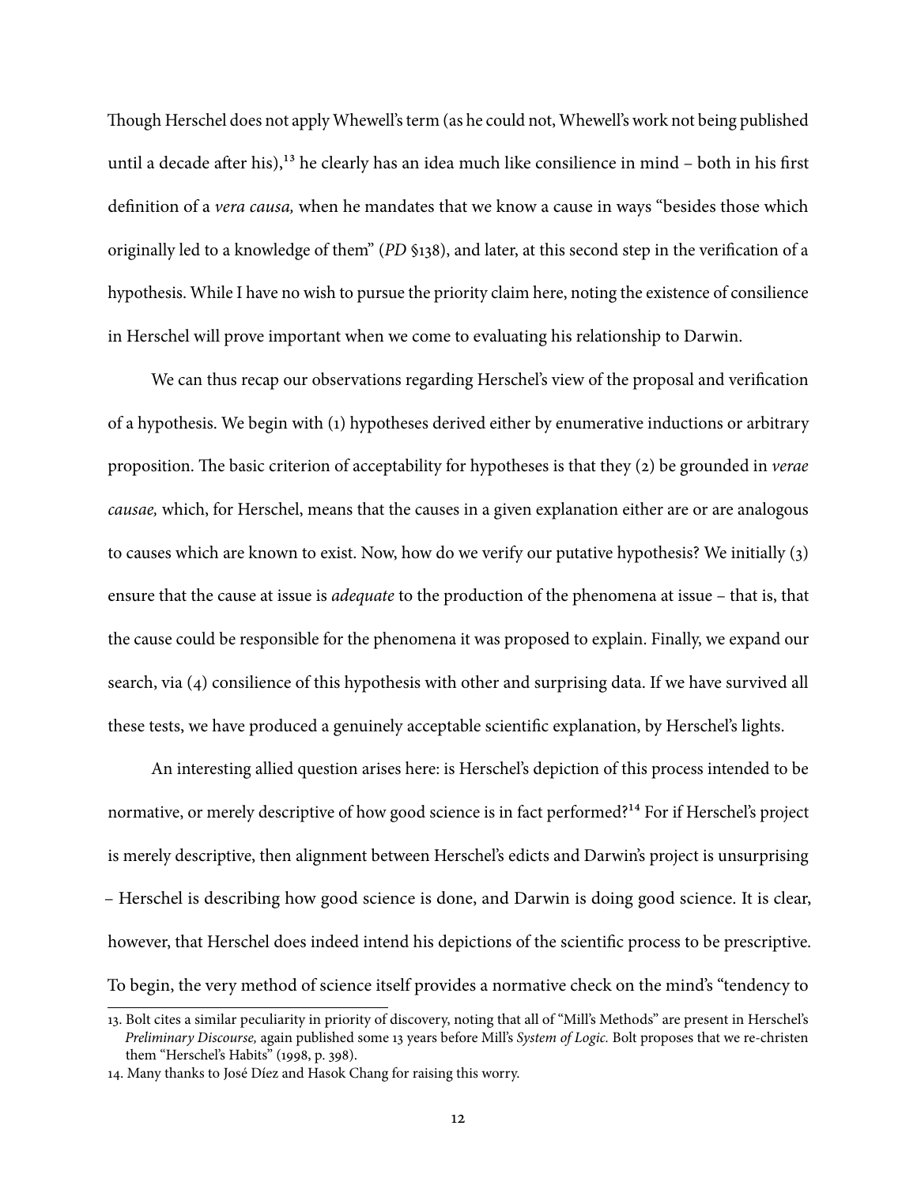Though Herschel does not apply Whewell's term (as he could not, Whewell's work not being published until a decade after his),[13] he clearly has an idea much like consilience in mind – both in his first definition of a *vera causa,* when he mandates that we know a cause in ways "besides those which originally led to a knowledge of them" (*PD* §138), and later, at this second step in the verification of a hypothesis. While I have no wish to pursue the priority claim here, noting the existence of consilience in Herschel will prove important when we come to evaluating his relationship to Darwin.

We can thus recap our observations regarding Herschel's view of the proposal and verification of a hypothesis. We begin with (1) hypotheses derived either by enumerative inductions or arbitrary proposition. The basic criterion of acceptability for hypotheses is that they (2) be grounded in *verae causae,* which, for Herschel, means that the causes in a given explanation either are or are analogous to causes which are known to exist. Now, how do we verify our putative hypothesis? We initially (3) ensure that the cause at issue is *adequate* to the production of the phenomena at issue – that is, that the cause could be responsible for the phenomena it was proposed to explain. Finally, we expand our search, via (4) consilience of this hypothesis with other and surprising data. If we have survived all these tests, we have produced a genuinely acceptable scientific explanation, by Herschel's lights.

An interesting allied question arises here: is Herschel's depiction of this process intended to be normative, or merely descriptive of how good science is in fact performed?[14] For if Herschel's project is merely descriptive, then alignment between Herschel's edicts and Darwin's project is unsurprising – Herschel is describing how good science is done, and Darwin is doing good science. It is clear, however, that Herschel does indeed intend his depictions of the scientific process to be prescriptive. To begin, the very method of science itself provides a normative check on the mind's "tendency to

---

13. Bolt cites a similar peculiarity in priority of discovery, noting that all of "Mill's Methods" are present in Herschel's *Preliminary Discourse,* again published some 13 years before Mill's *System of Logic.* Bolt proposes that we re-christen them "Herschel's Habits" (1998, p. 398).

14. Many thanks to José Díez and Hasok Chang for raising this worry.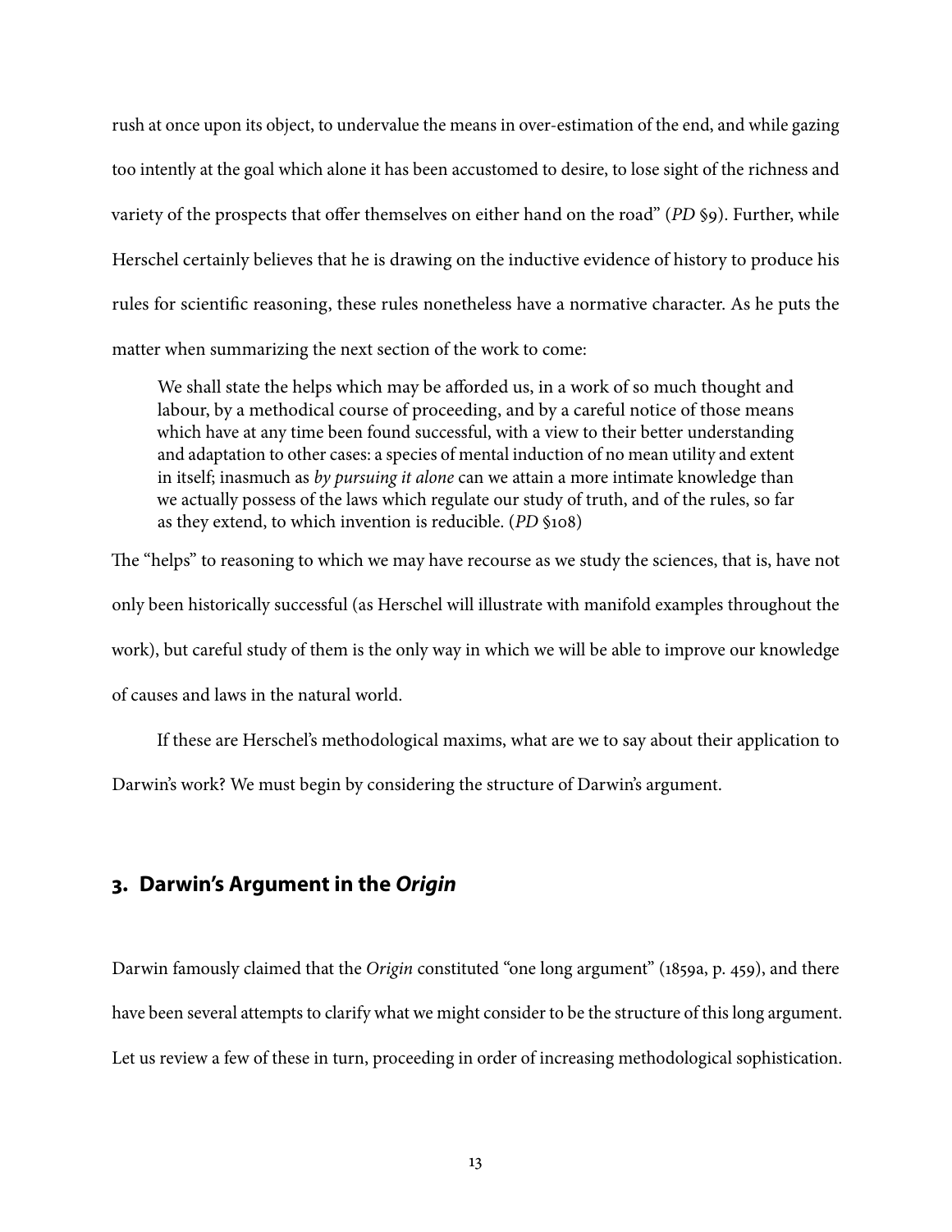rush at once upon its object, to undervalue the means in over-estimation of the end, and while gazing too intently at the goal which alone it has been accustomed to desire, to lose sight of the richness and variety of the prospects that offer themselves on either hand on the road" (*PD* §9). Further, while Herschel certainly believes that he is drawing on the inductive evidence of history to produce his rules for scientific reasoning, these rules nonetheless have a normative character. As he puts the matter when summarizing the next section of the work to come:

> We shall state the helps which may be afforded us, in a work of so much thought and labour, by a methodical course of proceeding, and by a careful notice of those means which have at any time been found successful, with a view to their better understanding and adaptation to other cases: a species of mental induction of no mean utility and extent in itself; inasmuch as *by pursuing it alone* can we attain a more intimate knowledge than we actually possess of the laws which regulate our study of truth, and of the rules, so far as they extend, to which invention is reducible. (*PD* §108)

The "helps" to reasoning to which we may have recourse as we study the sciences, that is, have not only been historically successful (as Herschel will illustrate with manifold examples throughout the work), but careful study of them is the only way in which we will be able to improve our knowledge of causes and laws in the natural world.

If these are Herschel's methodological maxims, what are we to say about their application to Darwin's work? We must begin by considering the structure of Darwin's argument.

## 3. Darwin's Argument in the *Origin*

Darwin famously claimed that the *Origin* constituted "one long argument" (1859a, p. 459), and there have been several attempts to clarify what we might consider to be the structure of this long argument. Let us review a few of these in turn, proceeding in order of increasing methodological sophistication.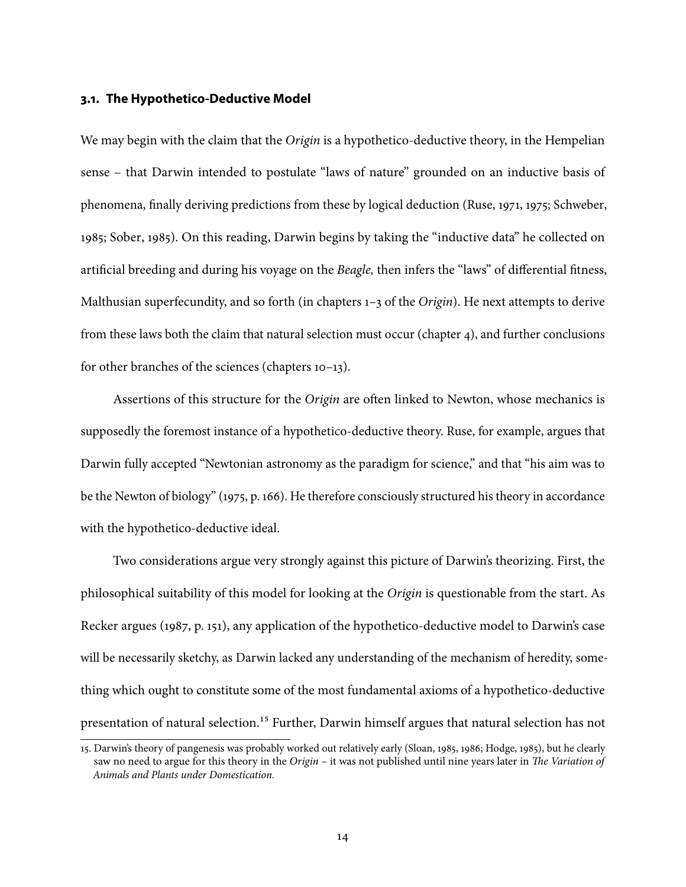### 3.1. The Hypothetico-Deductive Model

We may begin with the claim that the *Origin* is a hypothetico-deductive theory, in the Hempelian sense – that Darwin intended to postulate "laws of nature" grounded on an inductive basis of phenomena, finally deriving predictions from these by logical deduction (Ruse, 1971, 1975; Schweber, 1985; Sober, 1985). On this reading, Darwin begins by taking the "inductive data" he collected on artificial breeding and during his voyage on the *Beagle,* then infers the "laws" of differential fitness, Malthusian superfecundity, and so forth (in chapters 1–3 of the *Origin*). He next attempts to derive from these laws both the claim that natural selection must occur (chapter 4), and further conclusions for other branches of the sciences (chapters 10–13).

Assertions of this structure for the *Origin* are often linked to Newton, whose mechanics is supposedly the foremost instance of a hypothetico-deductive theory. Ruse, for example, argues that Darwin fully accepted "Newtonian astronomy as the paradigm for science," and that "his aim was to be the Newton of biology" (1975, p. 166). He therefore consciously structured his theory in accordance with the hypothetico-deductive ideal.

Two considerations argue very strongly against this picture of Darwin's theorizing. First, the philosophical suitability of this model for looking at the *Origin* is questionable from the start. As Recker argues (1987, p. 151), any application of the hypothetico-deductive model to Darwin's case will be necessarily sketchy, as Darwin lacked any understanding of the mechanism of heredity, something which ought to constitute some of the most fundamental axioms of a hypothetico-deductive presentation of natural selection.[15] Further, Darwin himself argues that natural selection has not

15. Darwin's theory of pangenesis was probably worked out relatively early (Sloan, 1985, 1986; Hodge, 1985), but he clearly saw no need to argue for this theory in the *Origin* – it was not published until nine years later in *The Variation of Animals and Plants under Domestication.*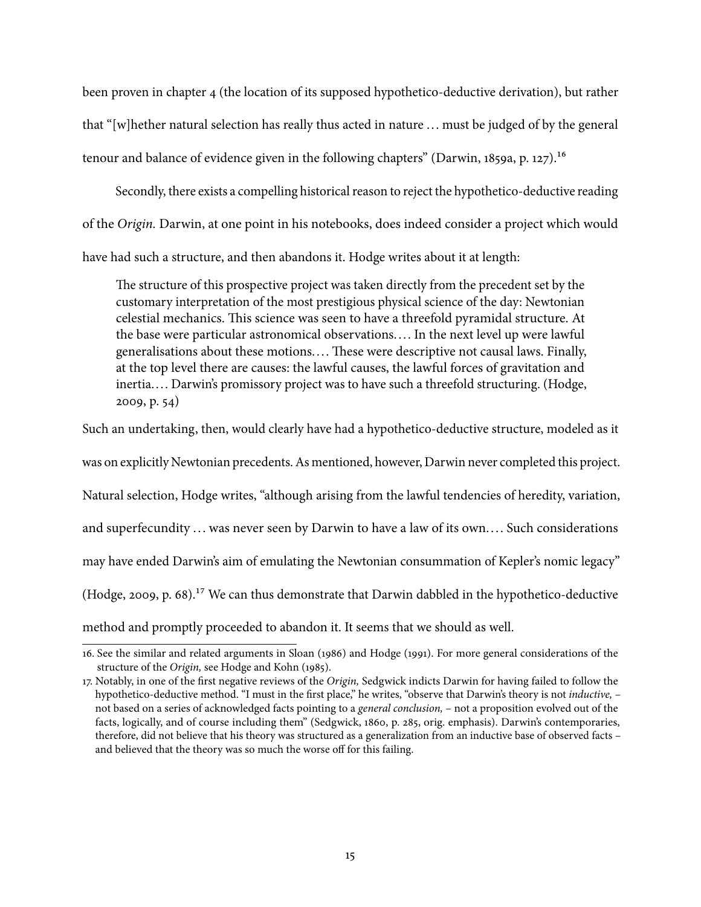been proven in chapter 4 (the location of its supposed hypothetico-deductive derivation), but rather that "[w]hether natural selection has really thus acted in nature … must be judged of by the general tenour and balance of evidence given in the following chapters" (Darwin, 1859a, p. 127).[16]

Secondly, there exists a compelling historical reason to reject the hypothetico-deductive reading of the *Origin.* Darwin, at one point in his notebooks, does indeed consider a project which would have had such a structure, and then abandons it. Hodge writes about it at length:

> The structure of this prospective project was taken directly from the precedent set by the customary interpretation of the most prestigious physical science of the day: Newtonian celestial mechanics. This science was seen to have a threefold pyramidal structure. At the base were particular astronomical observations.… In the next level up were lawful generalisations about these motions.… These were descriptive not causal laws. Finally, at the top level there are causes: the lawful causes, the lawful forces of gravitation and inertia.… Darwin's promissory project was to have such a threefold structuring. (Hodge, 2009, p. 54)

Such an undertaking, then, would clearly have had a hypothetico-deductive structure, modeled as it was on explicitly Newtonian precedents. As mentioned, however, Darwin never completed this project. Natural selection, Hodge writes, "although arising from the lawful tendencies of heredity, variation, and superfecundity … was never seen by Darwin to have a law of its own.… Such considerations may have ended Darwin's aim of emulating the Newtonian consummation of Kepler's nomic legacy" (Hodge, 2009, p. 68).[17] We can thus demonstrate that Darwin dabbled in the hypothetico-deductive method and promptly proceeded to abandon it. It seems that we should as well.

---

16. See the similar and related arguments in Sloan (1986) and Hodge (1991). For more general considerations of the structure of the *Origin,* see Hodge and Kohn (1985).

17. Notably, in one of the first negative reviews of the *Origin,* Sedgwick indicts Darwin for having failed to follow the hypothetico-deductive method. "I must in the first place," he writes, "observe that Darwin's theory is not *inductive,* – not based on a series of acknowledged facts pointing to a *general conclusion,* – not a proposition evolved out of the facts, logically, and of course including them" (Sedgwick, 1860, p. 285, orig. emphasis). Darwin's contemporaries, therefore, did not believe that his theory was structured as a generalization from an inductive base of observed facts – and believed that the theory was so much the worse off for this failing.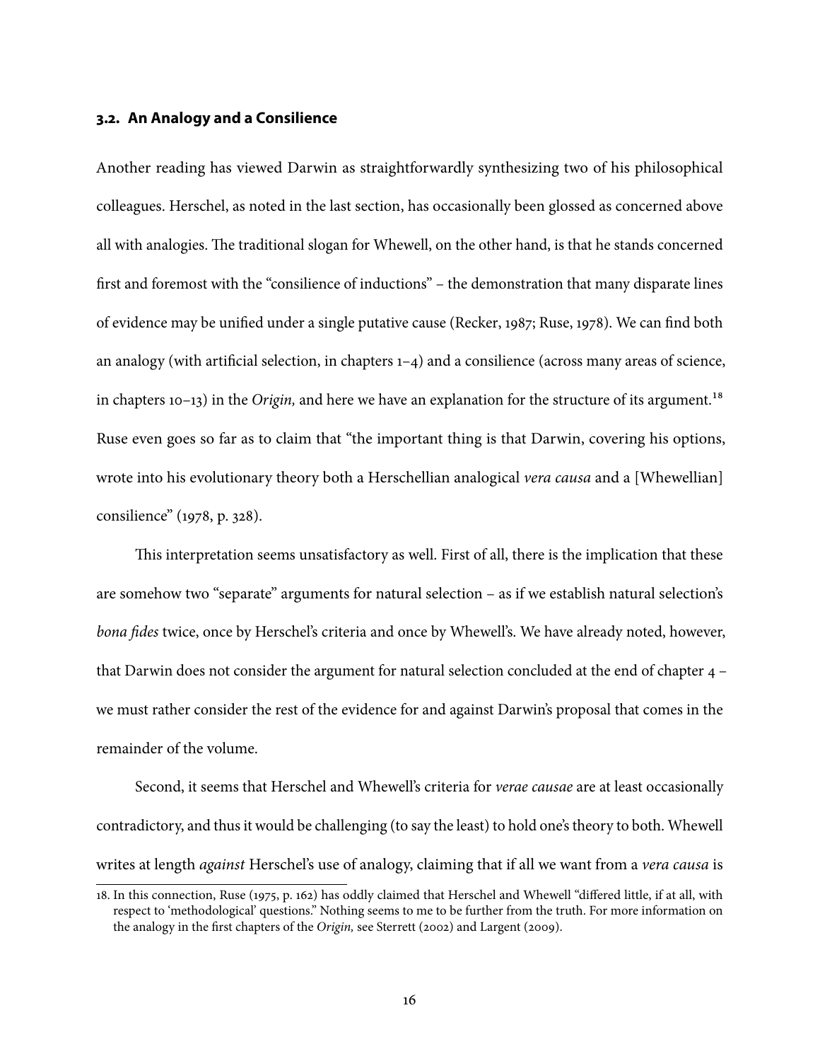### 3.2. An Analogy and a Consilience

Another reading has viewed Darwin as straightforwardly synthesizing two of his philosophical colleagues. Herschel, as noted in the last section, has occasionally been glossed as concerned above all with analogies. The traditional slogan for Whewell, on the other hand, is that he stands concerned first and foremost with the "consilience of inductions" – the demonstration that many disparate lines of evidence may be unified under a single putative cause (Recker, 1987; Ruse, 1978). We can find both an analogy (with artificial selection, in chapters 1–4) and a consilience (across many areas of science, in chapters 10–13) in the *Origin,* and here we have an explanation for the structure of its argument.[18] Ruse even goes so far as to claim that "the important thing is that Darwin, covering his options, wrote into his evolutionary theory both a Herschellian analogical *vera causa* and a [Whewellian] consilience" (1978, p. 328).

This interpretation seems unsatisfactory as well. First of all, there is the implication that these are somehow two "separate" arguments for natural selection – as if we establish natural selection's *bona fides* twice, once by Herschel's criteria and once by Whewell's. We have already noted, however, that Darwin does not consider the argument for natural selection concluded at the end of chapter 4 – we must rather consider the rest of the evidence for and against Darwin's proposal that comes in the remainder of the volume.

Second, it seems that Herschel and Whewell's criteria for *verae causae* are at least occasionally contradictory, and thus it would be challenging (to say the least) to hold one's theory to both. Whewell writes at length *against* Herschel's use of analogy, claiming that if all we want from a *vera causa* is

18. In this connection, Ruse (1975, p. 162) has oddly claimed that Herschel and Whewell "differed little, if at all, with respect to 'methodological' questions." Nothing seems to me to be further from the truth. For more information on the analogy in the first chapters of the *Origin,* see Sterrett (2002) and Largent (2009).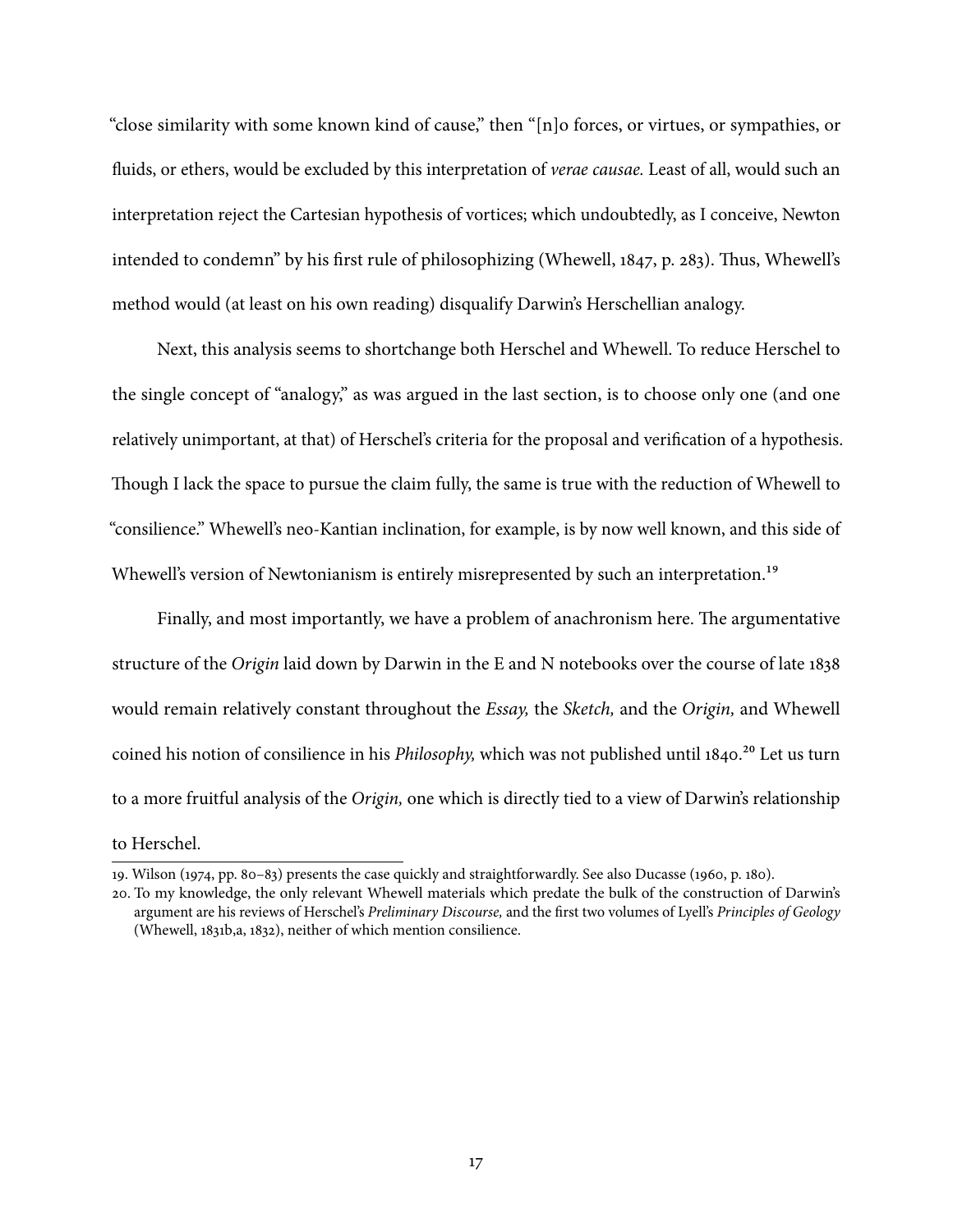"close similarity with some known kind of cause," then "[n]o forces, or virtues, or sympathies, or fluids, or ethers, would be excluded by this interpretation of *verae causae.* Least of all, would such an interpretation reject the Cartesian hypothesis of vortices; which undoubtedly, as I conceive, Newton intended to condemn" by his first rule of philosophizing (Whewell, 1847, p. 283). Thus, Whewell's method would (at least on his own reading) disqualify Darwin's Herschellian analogy.

Next, this analysis seems to shortchange both Herschel and Whewell. To reduce Herschel to the single concept of "analogy," as was argued in the last section, is to choose only one (and one relatively unimportant, at that) of Herschel's criteria for the proposal and verification of a hypothesis. Though I lack the space to pursue the claim fully, the same is true with the reduction of Whewell to "consilience." Whewell's neo-Kantian inclination, for example, is by now well known, and this side of Whewell's version of Newtonianism is entirely misrepresented by such an interpretation.[19]

Finally, and most importantly, we have a problem of anachronism here. The argumentative structure of the *Origin* laid down by Darwin in the E and N notebooks over the course of late 1838 would remain relatively constant throughout the *Essay,* the *Sketch,* and the *Origin,* and Whewell coined his notion of consilience in his *Philosophy,* which was not published until 1840.[20] Let us turn to a more fruitful analysis of the *Origin,* one which is directly tied to a view of Darwin's relationship to Herschel.

---

19. Wilson (1974, pp. 80–83) presents the case quickly and straightforwardly. See also Ducasse (1960, p. 180).

20. To my knowledge, the only relevant Whewell materials which predate the bulk of the construction of Darwin's argument are his reviews of Herschel's *Preliminary Discourse,* and the first two volumes of Lyell's *Principles of Geology* (Whewell, 1831b,a, 1832), neither of which mention consilience.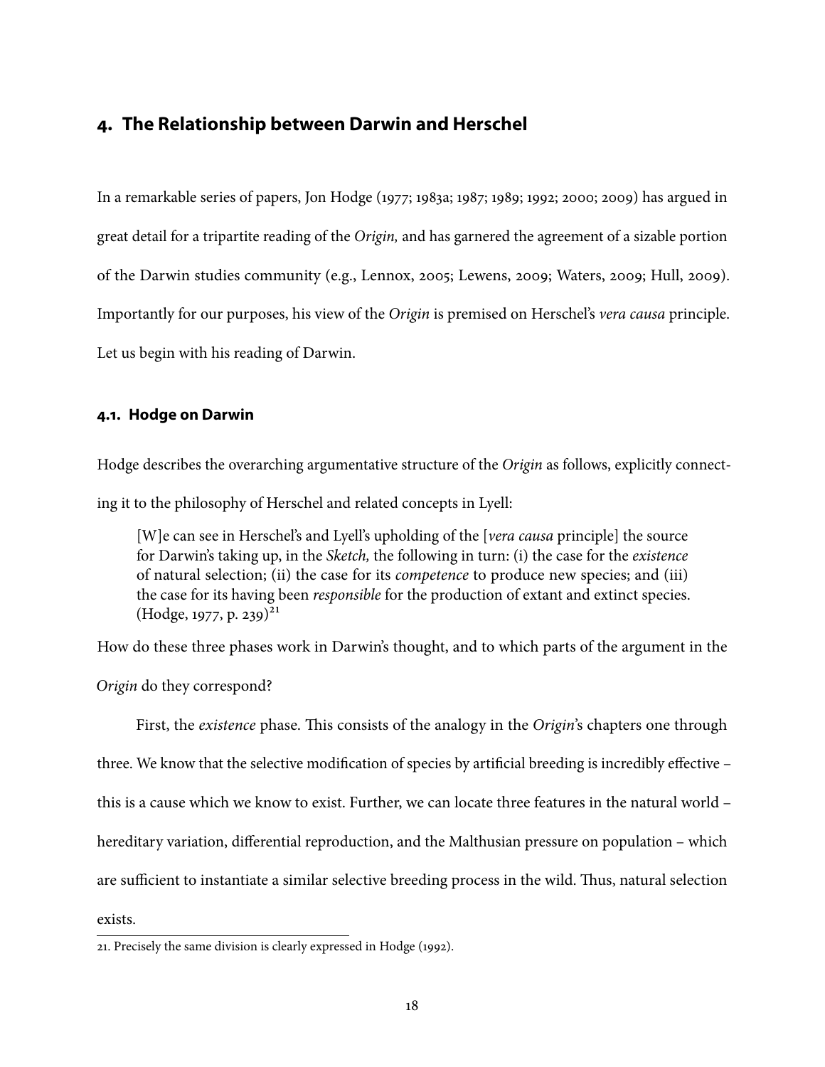## 4. The Relationship between Darwin and Herschel

In a remarkable series of papers, Jon Hodge (1977; 1983a; 1987; 1989; 1992; 2000; 2009) has argued in great detail for a tripartite reading of the *Origin,* and has garnered the agreement of a sizable portion of the Darwin studies community (e.g., Lennox, 2005; Lewens, 2009; Waters, 2009; Hull, 2009). Importantly for our purposes, his view of the *Origin* is premised on Herschel's *vera causa* principle. Let us begin with his reading of Darwin.

### 4.1. Hodge on Darwin

Hodge describes the overarching argumentative structure of the *Origin* as follows, explicitly connecting it to the philosophy of Herschel and related concepts in Lyell:

> [W]e can see in Herschel's and Lyell's upholding of the [*vera causa* principle] the source for Darwin's taking up, in the *Sketch,* the following in turn: (i) the case for the *existence* of natural selection; (ii) the case for its *competence* to produce new species; and (iii) the case for its having been *responsible* for the production of extant and extinct species. (Hodge, 1977, p. 239)[21]

How do these three phases work in Darwin's thought, and to which parts of the argument in the *Origin* do they correspond?

First, the *existence* phase. This consists of the analogy in the *Origin*'s chapters one through three. We know that the selective modification of species by artificial breeding is incredibly effective – this is a cause which we know to exist. Further, we can locate three features in the natural world – hereditary variation, differential reproduction, and the Malthusian pressure on population – which are sufficient to instantiate a similar selective breeding process in the wild. Thus, natural selection exists.

21. Precisely the same division is clearly expressed in Hodge (1992).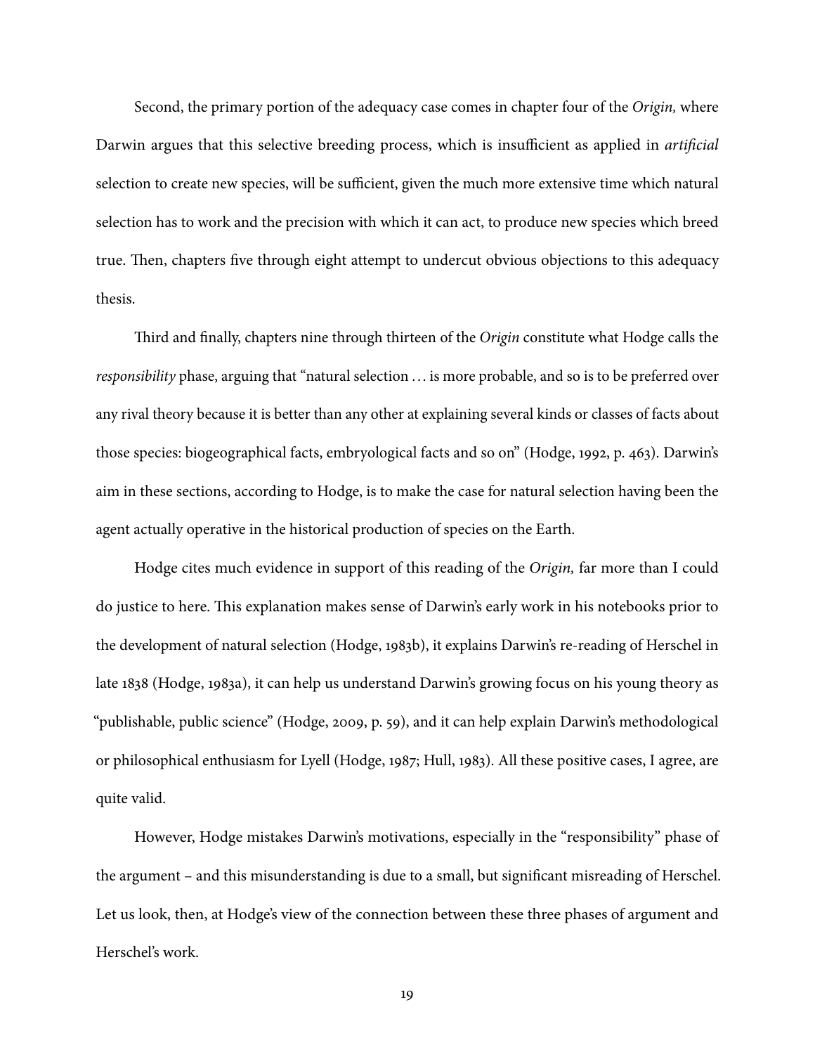Second, the primary portion of the adequacy case comes in chapter four of the *Origin,* where Darwin argues that this selective breeding process, which is insufficient as applied in *artificial* selection to create new species, will be sufficient, given the much more extensive time which natural selection has to work and the precision with which it can act, to produce new species which breed true. Then, chapters five through eight attempt to undercut obvious objections to this adequacy thesis.

Third and finally, chapters nine through thirteen of the *Origin* constitute what Hodge calls the *responsibility* phase, arguing that "natural selection … is more probable, and so is to be preferred over any rival theory because it is better than any other at explaining several kinds or classes of facts about those species: biogeographical facts, embryological facts and so on" (Hodge, 1992, p. 463). Darwin's aim in these sections, according to Hodge, is to make the case for natural selection having been the agent actually operative in the historical production of species on the Earth.

Hodge cites much evidence in support of this reading of the *Origin,* far more than I could do justice to here. This explanation makes sense of Darwin's early work in his notebooks prior to the development of natural selection (Hodge, 1983b), it explains Darwin's re-reading of Herschel in late 1838 (Hodge, 1983a), it can help us understand Darwin's growing focus on his young theory as "publishable, public science" (Hodge, 2009, p. 59), and it can help explain Darwin's methodological or philosophical enthusiasm for Lyell (Hodge, 1987; Hull, 1983). All these positive cases, I agree, are quite valid.

However, Hodge mistakes Darwin's motivations, especially in the "responsibility" phase of the argument – and this misunderstanding is due to a small, but significant misreading of Herschel. Let us look, then, at Hodge's view of the connection between these three phases of argument and Herschel's work.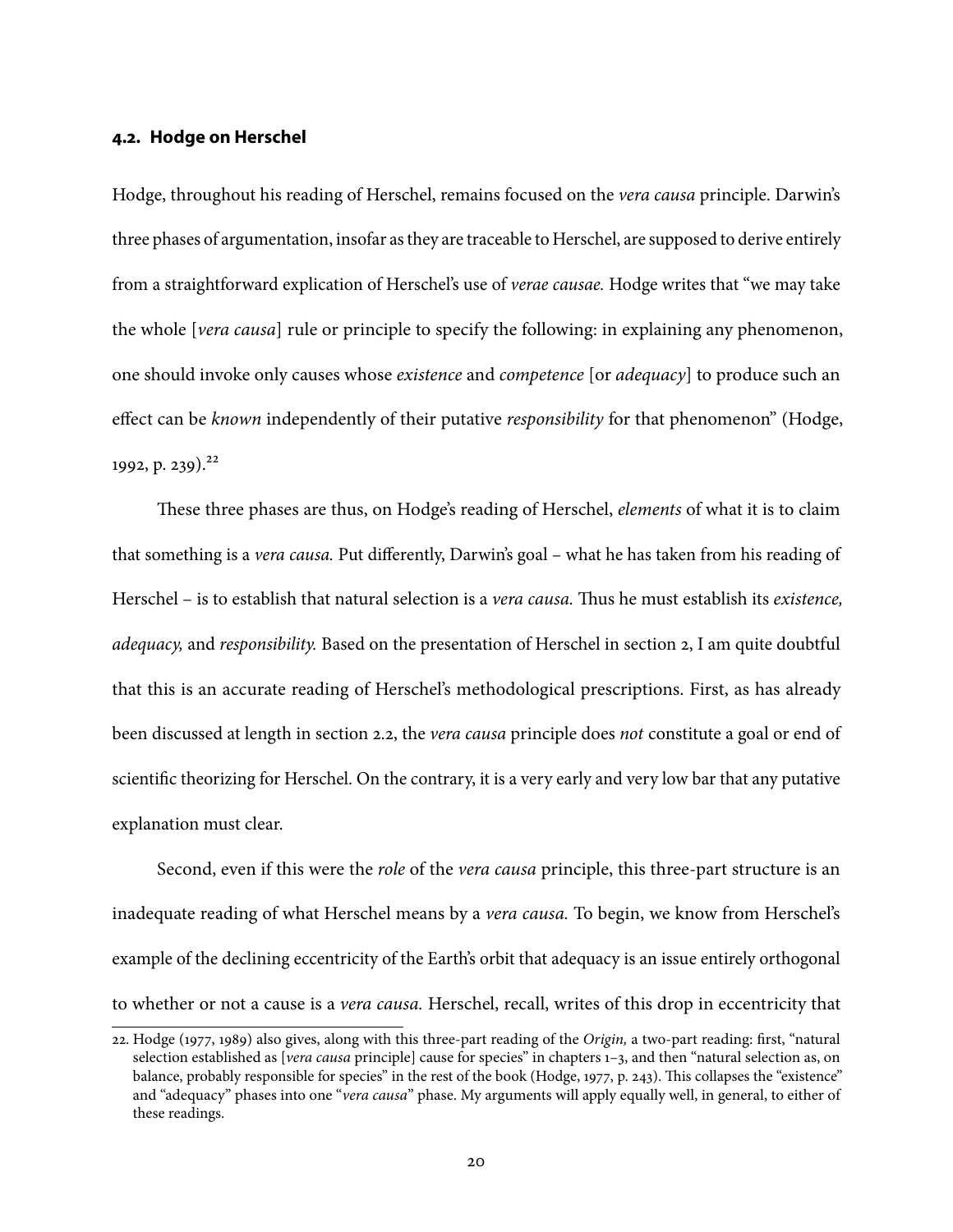### 4.2. Hodge on Herschel

Hodge, throughout his reading of Herschel, remains focused on the *vera causa* principle. Darwin's three phases of argumentation, insofar as they are traceable to Herschel, are supposed to derive entirely from a straightforward explication of Herschel's use of *verae causae.* Hodge writes that "we may take the whole [*vera causa*] rule or principle to specify the following: in explaining any phenomenon, one should invoke only causes whose *existence* and *competence* [or *adequacy*] to produce such an effect can be *known* independently of their putative *responsibility* for that phenomenon" (Hodge, 1992, p. 239).[22]

These three phases are thus, on Hodge's reading of Herschel, *elements* of what it is to claim that something is a *vera causa.* Put differently, Darwin's goal – what he has taken from his reading of Herschel – is to establish that natural selection is a *vera causa.* Thus he must establish its *existence, adequacy,* and *responsibility.* Based on the presentation of Herschel in section 2, I am quite doubtful that this is an accurate reading of Herschel's methodological prescriptions. First, as has already been discussed at length in section 2.2, the *vera causa* principle does *not* constitute a goal or end of scientific theorizing for Herschel. On the contrary, it is a very early and very low bar that any putative explanation must clear.

Second, even if this were the *role* of the *vera causa* principle, this three-part structure is an inadequate reading of what Herschel means by a *vera causa.* To begin, we know from Herschel's example of the declining eccentricity of the Earth's orbit that adequacy is an issue entirely orthogonal to whether or not a cause is a *vera causa.* Herschel, recall, writes of this drop in eccentricity that

22. Hodge (1977, 1989) also gives, along with this three-part reading of the *Origin,* a two-part reading: first, "natural selection established as [*vera causa* principle] cause for species" in chapters 1–3, and then "natural selection as, on balance, probably responsible for species" in the rest of the book (Hodge, 1977, p. 243). This collapses the "existence" and "adequacy" phases into one "*vera causa*" phase. My arguments will apply equally well, in general, to either of these readings.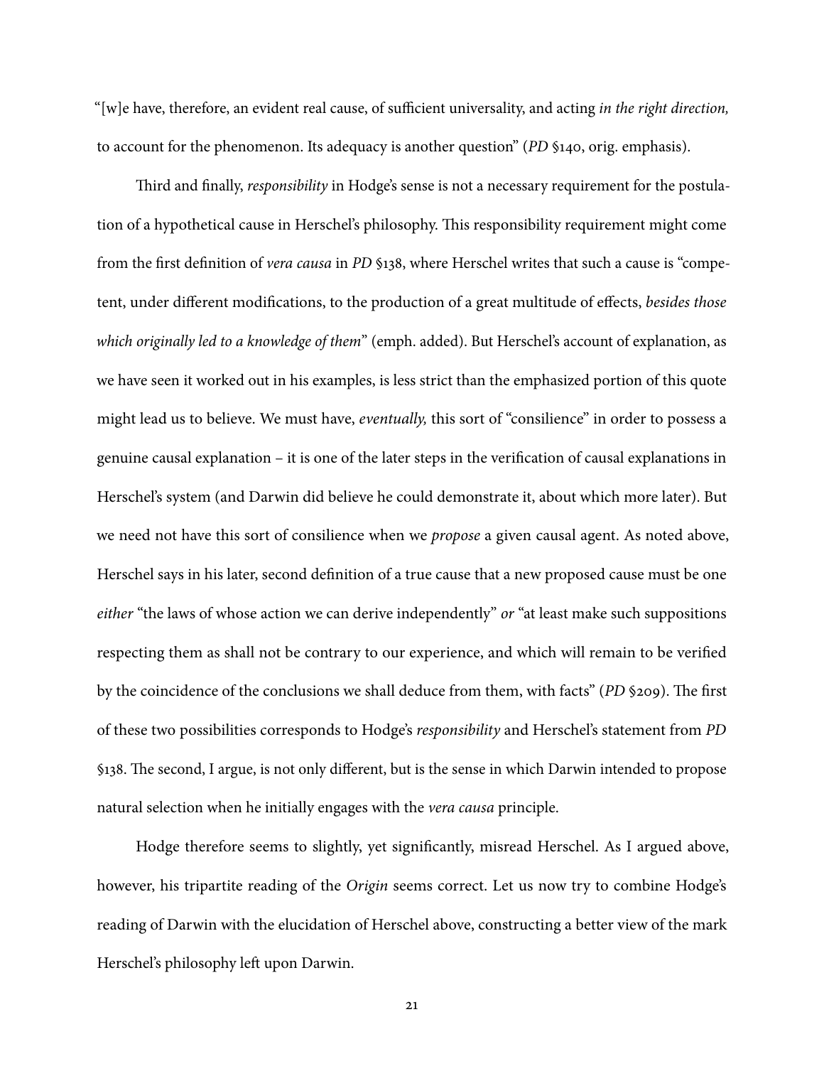"[w]e have, therefore, an evident real cause, of sufficient universality, and acting *in the right direction,* to account for the phenomenon. Its adequacy is another question" (*PD* §140, orig. emphasis).

Third and finally, *responsibility* in Hodge's sense is not a necessary requirement for the postulation of a hypothetical cause in Herschel's philosophy. This responsibility requirement might come from the first definition of *vera causa* in *PD* §138, where Herschel writes that such a cause is "competent, under different modifications, to the production of a great multitude of effects, *besides those which originally led to a knowledge of them*" (emph. added). But Herschel's account of explanation, as we have seen it worked out in his examples, is less strict than the emphasized portion of this quote might lead us to believe. We must have, *eventually,* this sort of "consilience" in order to possess a genuine causal explanation – it is one of the later steps in the verification of causal explanations in Herschel's system (and Darwin did believe he could demonstrate it, about which more later). But we need not have this sort of consilience when we *propose* a given causal agent. As noted above, Herschel says in his later, second definition of a true cause that a new proposed cause must be one *either* "the laws of whose action we can derive independently" *or* "at least make such suppositions respecting them as shall not be contrary to our experience, and which will remain to be verified by the coincidence of the conclusions we shall deduce from them, with facts" (*PD* §209). The first of these two possibilities corresponds to Hodge's *responsibility* and Herschel's statement from *PD* §138. The second, I argue, is not only different, but is the sense in which Darwin intended to propose natural selection when he initially engages with the *vera causa* principle.

Hodge therefore seems to slightly, yet significantly, misread Herschel. As I argued above, however, his tripartite reading of the *Origin* seems correct. Let us now try to combine Hodge's reading of Darwin with the elucidation of Herschel above, constructing a better view of the mark Herschel's philosophy left upon Darwin.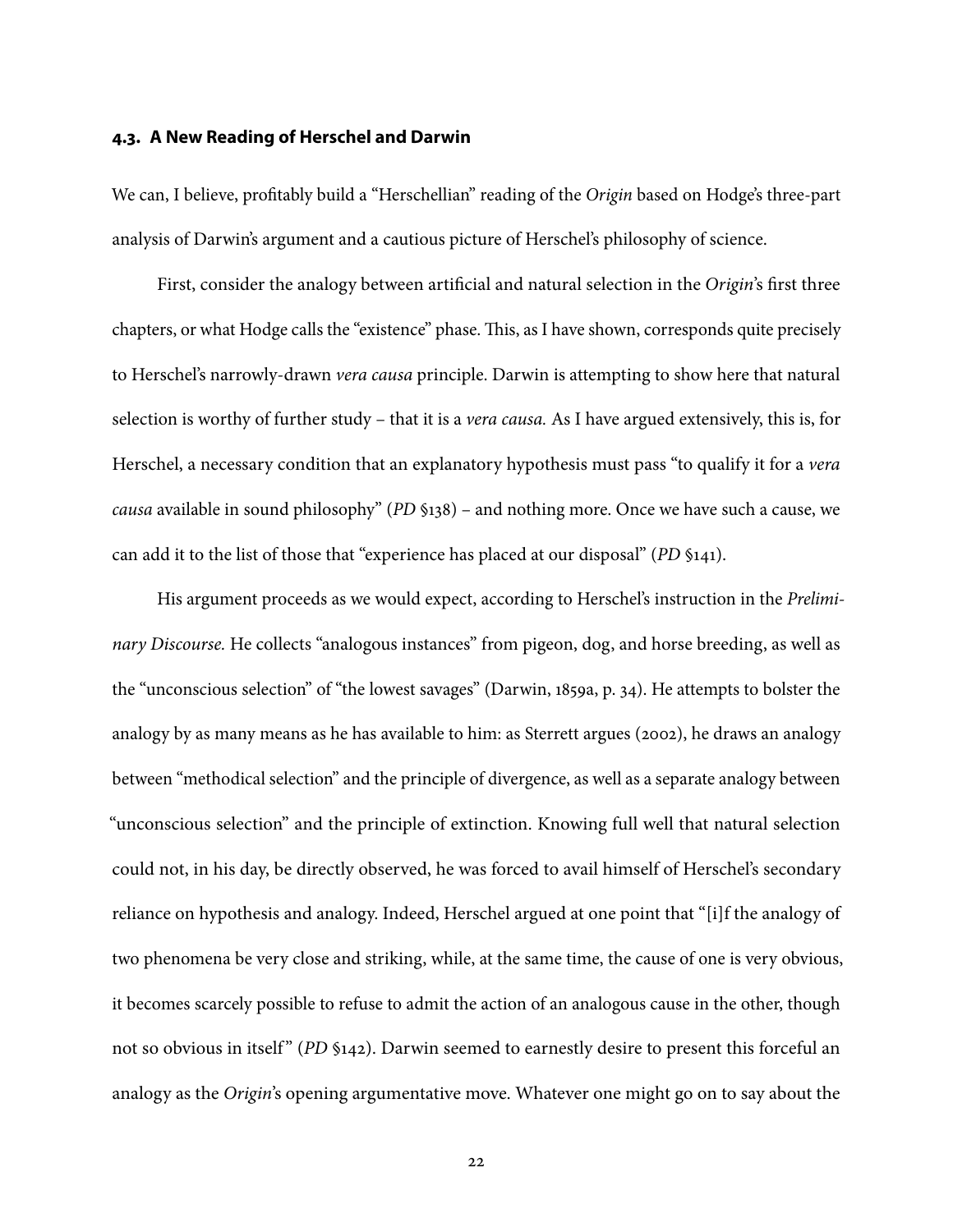### 4.3. A New Reading of Herschel and Darwin

We can, I believe, profitably build a "Herschellian" reading of the *Origin* based on Hodge's three-part analysis of Darwin's argument and a cautious picture of Herschel's philosophy of science.

First, consider the analogy between artificial and natural selection in the *Origin*'s first three chapters, or what Hodge calls the "existence" phase. This, as I have shown, corresponds quite precisely to Herschel's narrowly-drawn *vera causa* principle. Darwin is attempting to show here that natural selection is worthy of further study – that it is a *vera causa.* As I have argued extensively, this is, for Herschel, a necessary condition that an explanatory hypothesis must pass "to qualify it for a *vera causa* available in sound philosophy" (*PD* §138) – and nothing more. Once we have such a cause, we can add it to the list of those that "experience has placed at our disposal" (*PD* §141).

His argument proceeds as we would expect, according to Herschel's instruction in the *Preliminary Discourse.* He collects "analogous instances" from pigeon, dog, and horse breeding, as well as the "unconscious selection" of "the lowest savages" (Darwin, 1859a, p. 34). He attempts to bolster the analogy by as many means as he has available to him: as Sterrett argues (2002), he draws an analogy between "methodical selection" and the principle of divergence, as well as a separate analogy between "unconscious selection" and the principle of extinction. Knowing full well that natural selection could not, in his day, be directly observed, he was forced to avail himself of Herschel's secondary reliance on hypothesis and analogy. Indeed, Herschel argued at one point that "[i]f the analogy of two phenomena be very close and striking, while, at the same time, the cause of one is very obvious, it becomes scarcely possible to refuse to admit the action of an analogous cause in the other, though not so obvious in itself" (*PD* §142). Darwin seemed to earnestly desire to present this forceful an analogy as the *Origin*'s opening argumentative move. Whatever one might go on to say about the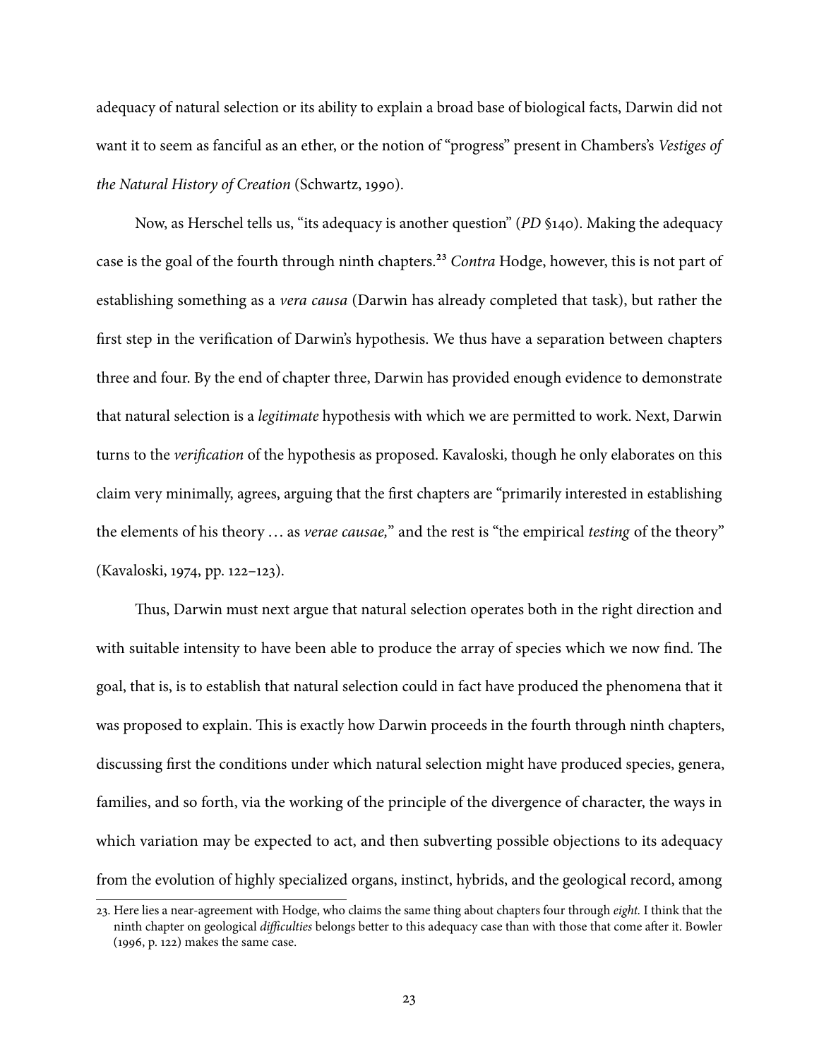adequacy of natural selection or its ability to explain a broad base of biological facts, Darwin did not want it to seem as fanciful as an ether, or the notion of "progress" present in Chambers's *Vestiges of the Natural History of Creation* (Schwartz, 1990).

Now, as Herschel tells us, "its adequacy is another question" (*PD* §140). Making the adequacy case is the goal of the fourth through ninth chapters.[23] *Contra* Hodge, however, this is not part of establishing something as a *vera causa* (Darwin has already completed that task), but rather the first step in the verification of Darwin's hypothesis. We thus have a separation between chapters three and four. By the end of chapter three, Darwin has provided enough evidence to demonstrate that natural selection is a *legitimate* hypothesis with which we are permitted to work. Next, Darwin turns to the *verification* of the hypothesis as proposed. Kavaloski, though he only elaborates on this claim very minimally, agrees, arguing that the first chapters are "primarily interested in establishing the elements of his theory … as *verae causae,*" and the rest is "the empirical *testing* of the theory" (Kavaloski, 1974, pp. 122–123).

Thus, Darwin must next argue that natural selection operates both in the right direction and with suitable intensity to have been able to produce the array of species which we now find. The goal, that is, is to establish that natural selection could in fact have produced the phenomena that it was proposed to explain. This is exactly how Darwin proceeds in the fourth through ninth chapters, discussing first the conditions under which natural selection might have produced species, genera, families, and so forth, via the working of the principle of the divergence of character, the ways in which variation may be expected to act, and then subverting possible objections to its adequacy from the evolution of highly specialized organs, instinct, hybrids, and the geological record, among

23. Here lies a near-agreement with Hodge, who claims the same thing about chapters four through *eight.* I think that the ninth chapter on geological *difficulties* belongs better to this adequacy case than with those that come after it. Bowler (1996, p. 122) makes the same case.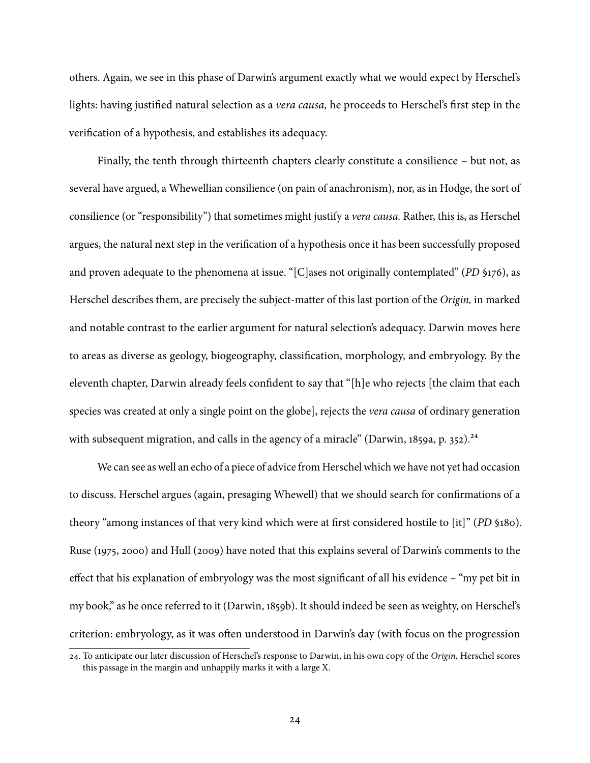others. Again, we see in this phase of Darwin's argument exactly what we would expect by Herschel's lights: having justified natural selection as a *vera causa,* he proceeds to Herschel's first step in the verification of a hypothesis, and establishes its adequacy.

Finally, the tenth through thirteenth chapters clearly constitute a consilience – but not, as several have argued, a Whewellian consilience (on pain of anachronism), nor, as in Hodge, the sort of consilience (or "responsibility") that sometimes might justify a *vera causa.* Rather, this is, as Herschel argues, the natural next step in the verification of a hypothesis once it has been successfully proposed and proven adequate to the phenomena at issue. "[C]ases not originally contemplated" (*PD* §176), as Herschel describes them, are precisely the subject-matter of this last portion of the *Origin,* in marked and notable contrast to the earlier argument for natural selection's adequacy. Darwin moves here to areas as diverse as geology, biogeography, classification, morphology, and embryology. By the eleventh chapter, Darwin already feels confident to say that "[h]e who rejects [the claim that each species was created at only a single point on the globe], rejects the *vera causa* of ordinary generation with subsequent migration, and calls in the agency of a miracle" (Darwin, 1859a, p. 352).[24]

We can see as well an echo of a piece of advice from Herschel which we have not yet had occasion to discuss. Herschel argues (again, presaging Whewell) that we should search for confirmations of a theory "among instances of that very kind which were at first considered hostile to [it]" (*PD* §180). Ruse (1975, 2000) and Hull (2009) have noted that this explains several of Darwin's comments to the effect that his explanation of embryology was the most significant of all his evidence – "my pet bit in my book," as he once referred to it (Darwin, 1859b). It should indeed be seen as weighty, on Herschel's criterion: embryology, as it was often understood in Darwin's day (with focus on the progression

24. To anticipate our later discussion of Herschel's response to Darwin, in his own copy of the *Origin,* Herschel scores this passage in the margin and unhappily marks it with a large X.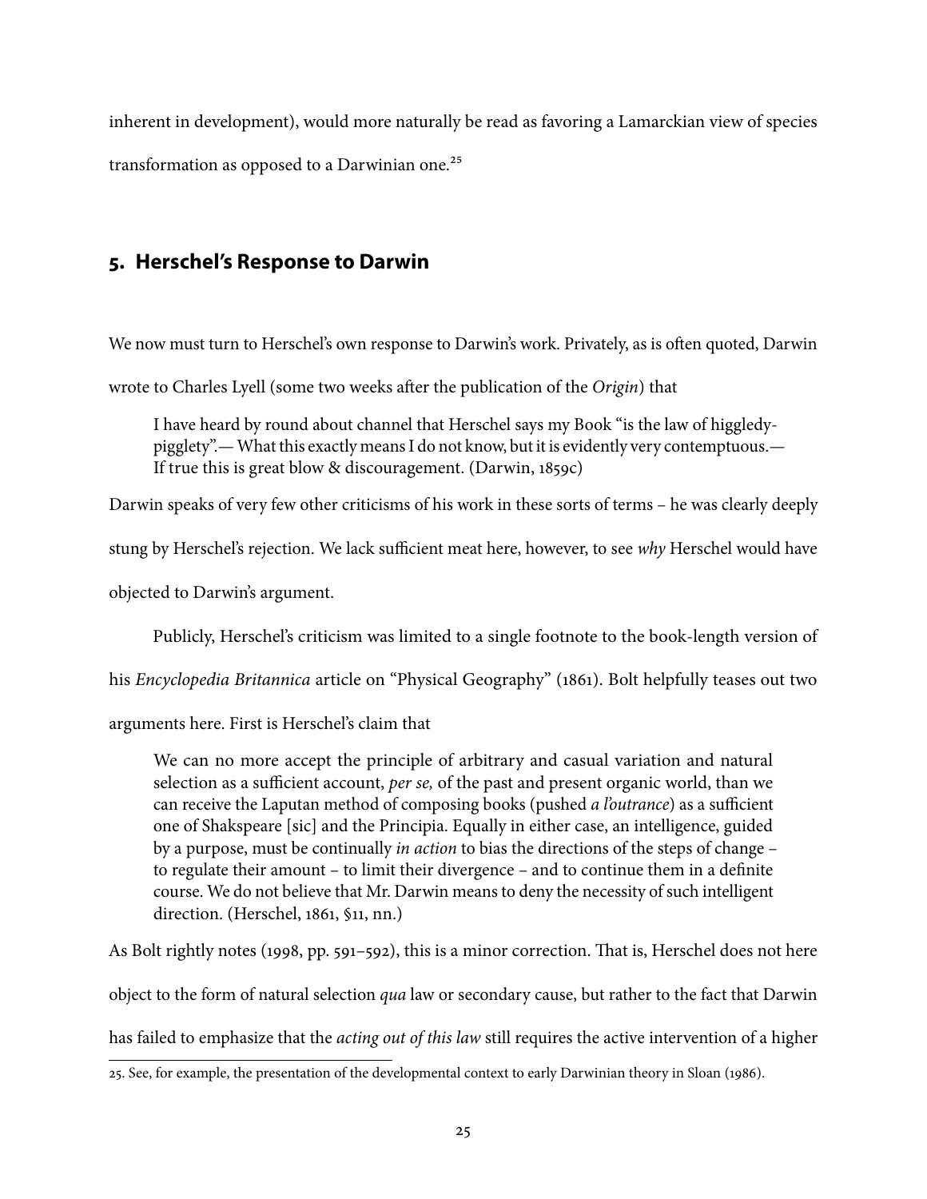inherent in development), would more naturally be read as favoring a Lamarckian view of species transformation as opposed to a Darwinian one.[25]

## 5. Herschel's Response to Darwin

We now must turn to Herschel's own response to Darwin's work. Privately, as is often quoted, Darwin wrote to Charles Lyell (some two weeks after the publication of the *Origin*) that

> I have heard by round about channel that Herschel says my Book "is the law of higgledy-pigglety".— What this exactly means I do not know, but it is evidently very contemptuous.— If true this is great blow & discouragement. (Darwin, 1859c)

Darwin speaks of very few other criticisms of his work in these sorts of terms – he was clearly deeply stung by Herschel's rejection. We lack sufficient meat here, however, to see *why* Herschel would have objected to Darwin's argument.

Publicly, Herschel's criticism was limited to a single footnote to the book-length version of his *Encyclopedia Britannica* article on "Physical Geography" (1861). Bolt helpfully teases out two arguments here. First is Herschel's claim that

> We can no more accept the principle of arbitrary and casual variation and natural selection as a sufficient account, *per se,* of the past and present organic world, than we can receive the Laputan method of composing books (pushed *a l'outrance*) as a sufficient one of Shakspeare [sic] and the Principia. Equally in either case, an intelligence, guided by a purpose, must be continually *in action* to bias the directions of the steps of change – to regulate their amount – to limit their divergence – and to continue them in a definite course. We do not believe that Mr. Darwin means to deny the necessity of such intelligent direction. (Herschel, 1861, §11, nn.)

As Bolt rightly notes (1998, pp. 591–592), this is a minor correction. That is, Herschel does not here object to the form of natural selection *qua* law or secondary cause, but rather to the fact that Darwin has failed to emphasize that the *acting out of this law* still requires the active intervention of a higher

25. See, for example, the presentation of the developmental context to early Darwinian theory in Sloan (1986).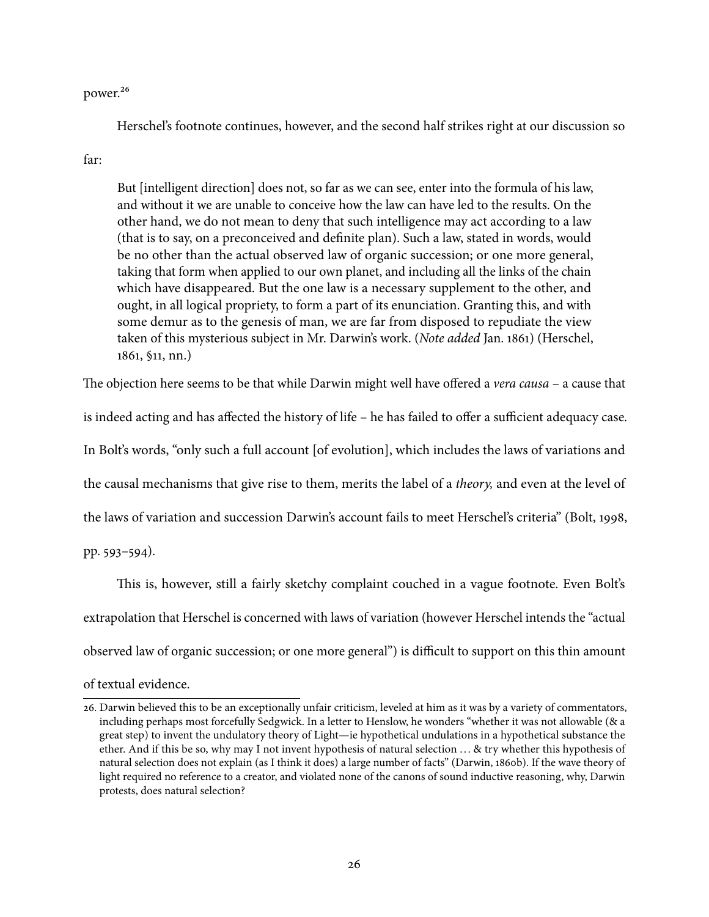power.[26]

Herschel's footnote continues, however, and the second half strikes right at our discussion so far:

> But [intelligent direction] does not, so far as we can see, enter into the formula of his law, and without it we are unable to conceive how the law can have led to the results. On the other hand, we do not mean to deny that such intelligence may act according to a law (that is to say, on a preconceived and definite plan). Such a law, stated in words, would be no other than the actual observed law of organic succession; or one more general, taking that form when applied to our own planet, and including all the links of the chain which have disappeared. But the one law is a necessary supplement to the other, and ought, in all logical propriety, to form a part of its enunciation. Granting this, and with some demur as to the genesis of man, we are far from disposed to repudiate the view taken of this mysterious subject in Mr. Darwin's work. (*Note added* Jan. 1861) (Herschel, 1861, §11, nn.)

The objection here seems to be that while Darwin might well have offered a *vera causa* – a cause that is indeed acting and has affected the history of life – he has failed to offer a sufficient adequacy case. In Bolt's words, "only such a full account [of evolution], which includes the laws of variations and the causal mechanisms that give rise to them, merits the label of a *theory,* and even at the level of the laws of variation and succession Darwin's account fails to meet Herschel's criteria" (Bolt, 1998, pp. 593–594).

This is, however, still a fairly sketchy complaint couched in a vague footnote. Even Bolt's extrapolation that Herschel is concerned with laws of variation (however Herschel intends the "actual observed law of organic succession; or one more general") is difficult to support on this thin amount of textual evidence.

---

26. Darwin believed this to be an exceptionally unfair criticism, leveled at him as it was by a variety of commentators, including perhaps most forcefully Sedgwick. In a letter to Henslow, he wonders "whether it was not allowable (& a great step) to invent the undulatory theory of Light—ie hypothetical undulations in a hypothetical substance the ether. And if this be so, why may I not invent hypothesis of natural selection … & try whether this hypothesis of natural selection does not explain (as I think it does) a large number of facts" (Darwin, 1860b). If the wave theory of light required no reference to a creator, and violated none of the canons of sound inductive reasoning, why, Darwin protests, does natural selection?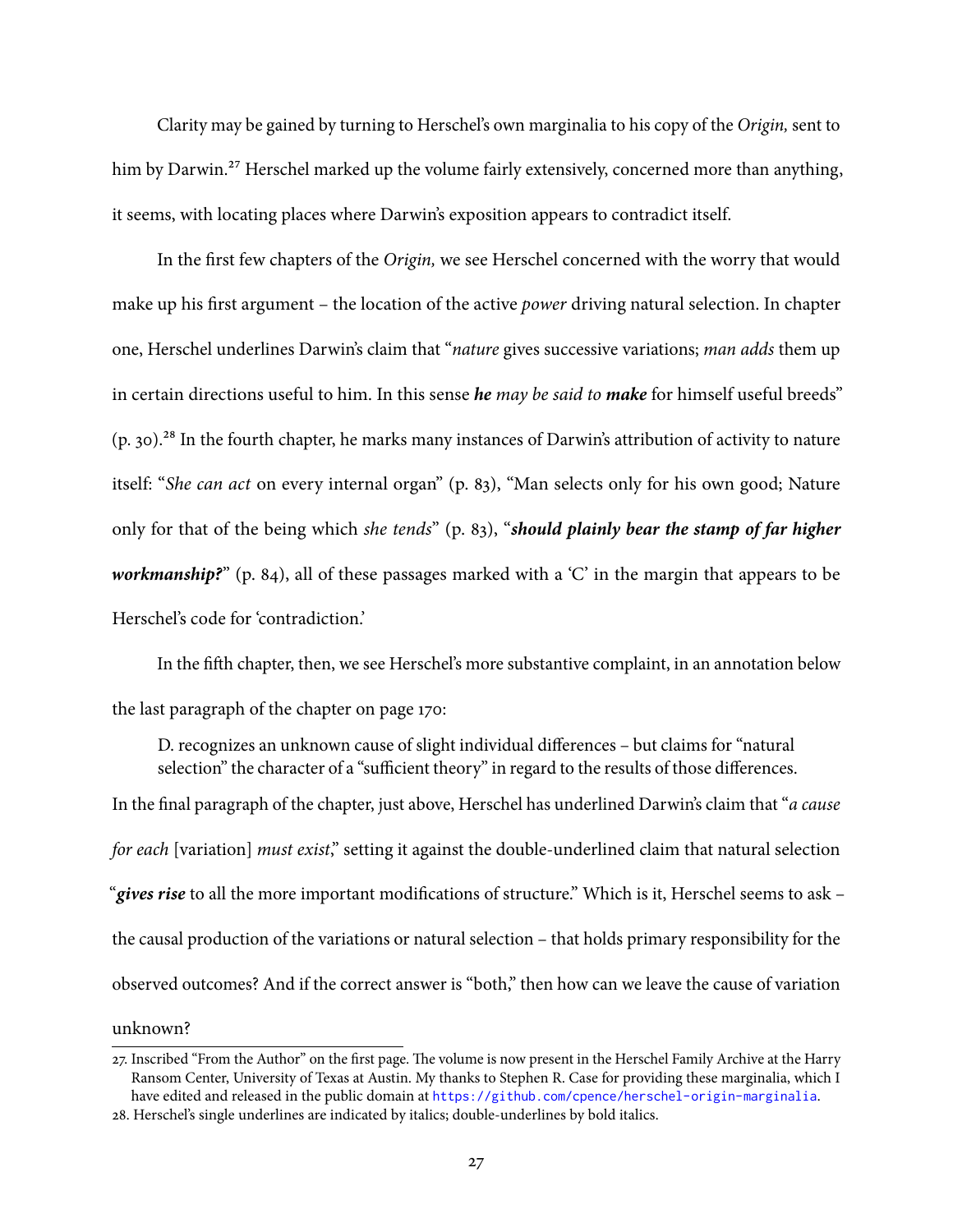Clarity may be gained by turning to Herschel's own marginalia to his copy of the *Origin,* sent to him by Darwin.[27] Herschel marked up the volume fairly extensively, concerned more than anything, it seems, with locating places where Darwin's exposition appears to contradict itself.

In the first few chapters of the *Origin,* we see Herschel concerned with the worry that would make up his first argument – the location of the active *power* driving natural selection. In chapter one, Herschel underlines Darwin's claim that "*nature* gives successive variations; *man adds* them up in certain directions useful to him. In this sense ***he*** *may be said to* ***make*** for himself useful breeds" (p. 30).[28] In the fourth chapter, he marks many instances of Darwin's attribution of activity to nature itself: "*She can act* on every internal organ" (p. 83), "Man selects only for his own good; Nature only for that of the being which *she tends*" (p. 83), "***should plainly bear the stamp of far higher workmanship?***" (p. 84), all of these passages marked with a 'C' in the margin that appears to be Herschel's code for 'contradiction.'

In the fifth chapter, then, we see Herschel's more substantive complaint, in an annotation below the last paragraph of the chapter on page 170:

> D. recognizes an unknown cause of slight individual differences – but claims for "natural selection" the character of a "sufficient theory" in regard to the results of those differences.

In the final paragraph of the chapter, just above, Herschel has underlined Darwin's claim that "*a cause for each* [variation] *must exist*," setting it against the double-underlined claim that natural selection "***gives rise*** to all the more important modifications of structure." Which is it, Herschel seems to ask – the causal production of the variations or natural selection – that holds primary responsibility for the observed outcomes? And if the correct answer is "both," then how can we leave the cause of variation unknown?

---

27. Inscribed "From the Author" on the first page. The volume is now present in the Herschel Family Archive at the Harry Ransom Center, University of Texas at Austin. My thanks to Stephen R. Case for providing these marginalia, which I have edited and released in the public domain at https://github.com/cpence/herschel-origin-marginalia.

28. Herschel's single underlines are indicated by italics; double-underlines by bold italics.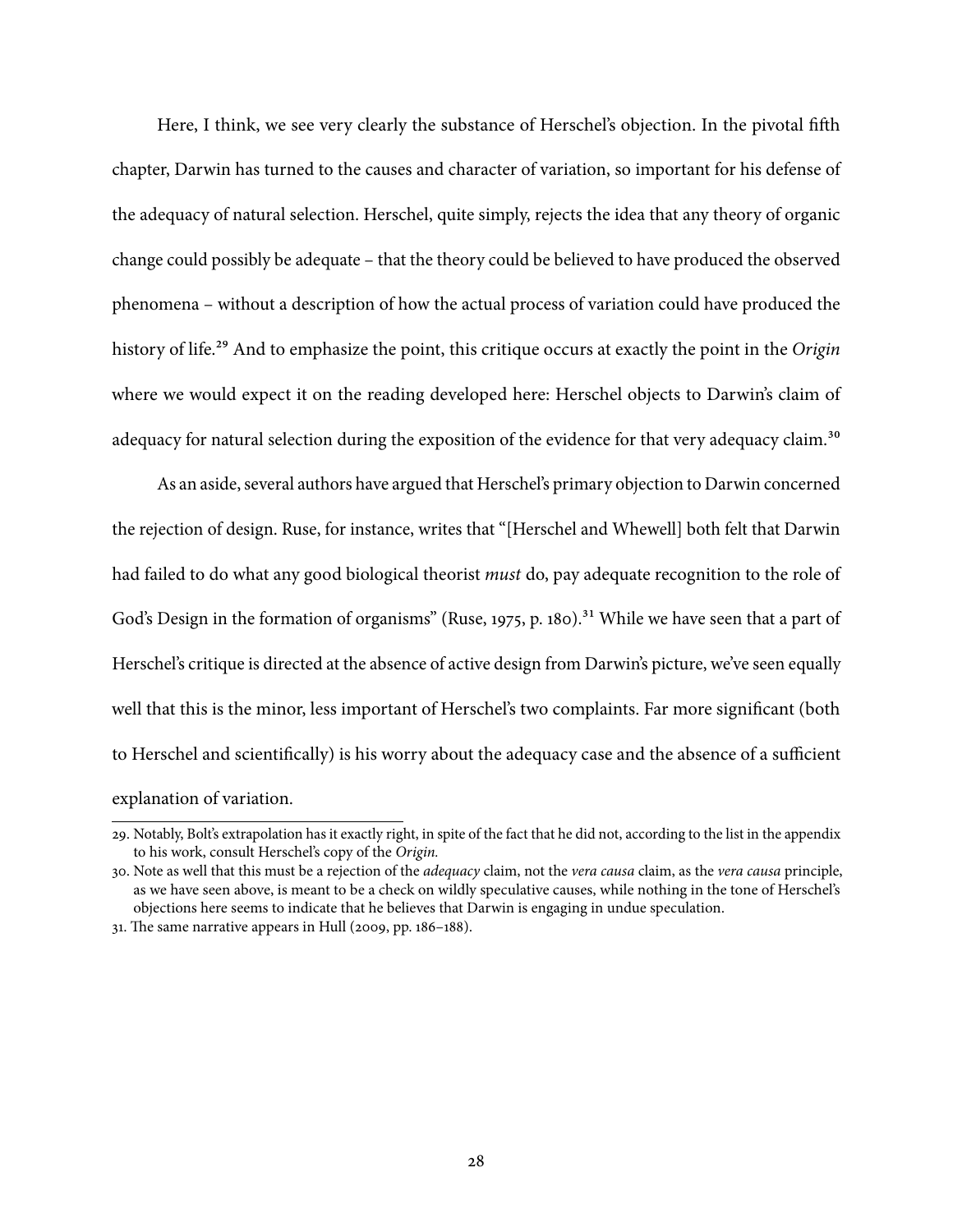Here, I think, we see very clearly the substance of Herschel's objection. In the pivotal fifth chapter, Darwin has turned to the causes and character of variation, so important for his defense of the adequacy of natural selection. Herschel, quite simply, rejects the idea that any theory of organic change could possibly be adequate – that the theory could be believed to have produced the observed phenomena – without a description of how the actual process of variation could have produced the history of life.[29] And to emphasize the point, this critique occurs at exactly the point in the *Origin* where we would expect it on the reading developed here: Herschel objects to Darwin's claim of adequacy for natural selection during the exposition of the evidence for that very adequacy claim.[30]

As an aside, several authors have argued that Herschel's primary objection to Darwin concerned the rejection of design. Ruse, for instance, writes that "[Herschel and Whewell] both felt that Darwin had failed to do what any good biological theorist *must* do, pay adequate recognition to the role of God's Design in the formation of organisms" (Ruse, 1975, p. 180).[31] While we have seen that a part of Herschel's critique is directed at the absence of active design from Darwin's picture, we've seen equally well that this is the minor, less important of Herschel's two complaints. Far more significant (both to Herschel and scientifically) is his worry about the adequacy case and the absence of a sufficient explanation of variation.

---

29. Notably, Bolt's extrapolation has it exactly right, in spite of the fact that he did not, according to the list in the appendix to his work, consult Herschel's copy of the *Origin*.

30. Note as well that this must be a rejection of the *adequacy* claim, not the *vera causa* claim, as the *vera causa* principle, as we have seen above, is meant to be a check on wildly speculative causes, while nothing in the tone of Herschel's objections here seems to indicate that he believes that Darwin is engaging in undue speculation.

31. The same narrative appears in Hull (2009, pp. 186–188).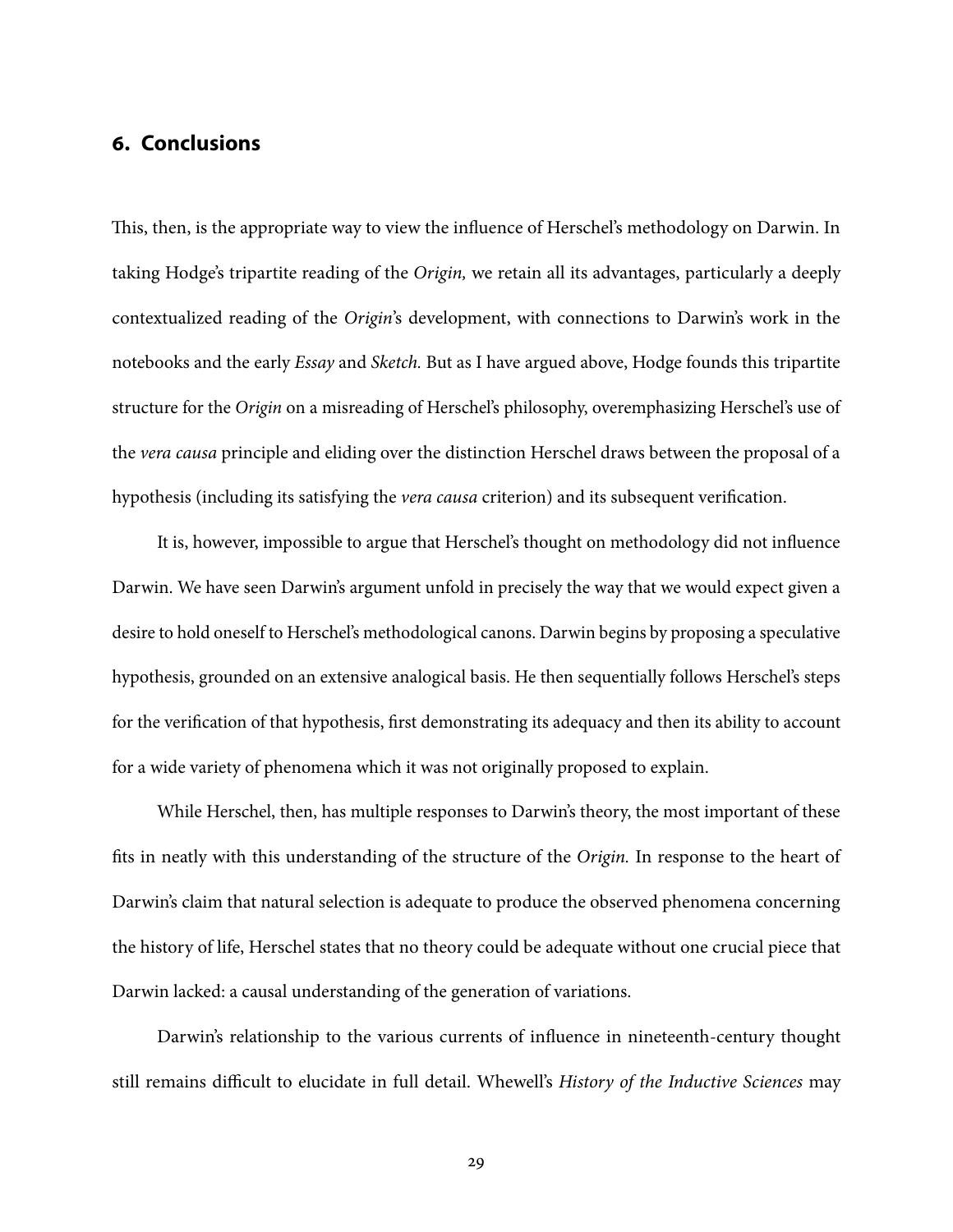## 6. Conclusions

This, then, is the appropriate way to view the influence of Herschel's methodology on Darwin. In taking Hodge's tripartite reading of the *Origin,* we retain all its advantages, particularly a deeply contextualized reading of the *Origin*'s development, with connections to Darwin's work in the notebooks and the early *Essay* and *Sketch.* But as I have argued above, Hodge founds this tripartite structure for the *Origin* on a misreading of Herschel's philosophy, overemphasizing Herschel's use of the *vera causa* principle and eliding over the distinction Herschel draws between the proposal of a hypothesis (including its satisfying the *vera causa* criterion) and its subsequent verification.

It is, however, impossible to argue that Herschel's thought on methodology did not influence Darwin. We have seen Darwin's argument unfold in precisely the way that we would expect given a desire to hold oneself to Herschel's methodological canons. Darwin begins by proposing a speculative hypothesis, grounded on an extensive analogical basis. He then sequentially follows Herschel's steps for the verification of that hypothesis, first demonstrating its adequacy and then its ability to account for a wide variety of phenomena which it was not originally proposed to explain.

While Herschel, then, has multiple responses to Darwin's theory, the most important of these fits in neatly with this understanding of the structure of the *Origin.* In response to the heart of Darwin's claim that natural selection is adequate to produce the observed phenomena concerning the history of life, Herschel states that no theory could be adequate without one crucial piece that Darwin lacked: a causal understanding of the generation of variations.

Darwin's relationship to the various currents of influence in nineteenth-century thought still remains difficult to elucidate in full detail. Whewell's *History of the Inductive Sciences* may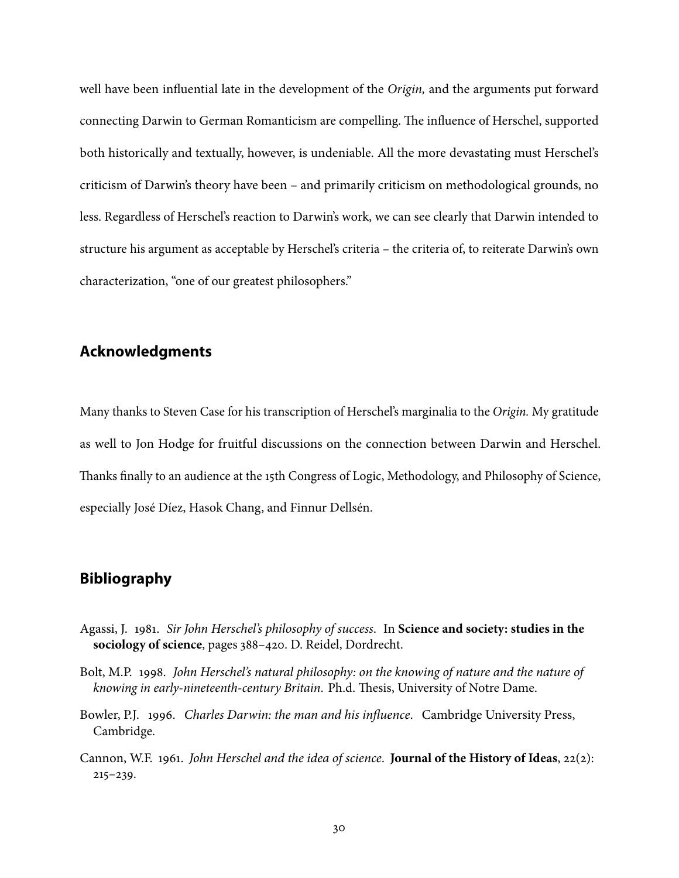well have been influential late in the development of the *Origin,* and the arguments put forward connecting Darwin to German Romanticism are compelling. The influence of Herschel, supported both historically and textually, however, is undeniable. All the more devastating must Herschel's criticism of Darwin's theory have been – and primarily criticism on methodological grounds, no less. Regardless of Herschel's reaction to Darwin's work, we can see clearly that Darwin intended to structure his argument as acceptable by Herschel's criteria – the criteria of, to reiterate Darwin's own characterization, "one of our greatest philosophers."

## Acknowledgments

Many thanks to Steven Case for his transcription of Herschel's marginalia to the *Origin.* My gratitude as well to Jon Hodge for fruitful discussions on the connection between Darwin and Herschel. Thanks finally to an audience at the 15th Congress of Logic, Methodology, and Philosophy of Science, especially José Díez, Hasok Chang, and Finnur Dellsén.

## Bibliography

Agassi, J. 1981. *Sir John Herschel's philosophy of success.* In **Science and society: studies in the sociology of science**, pages 388–420. D. Reidel, Dordrecht.

Bolt, M.P. 1998. *John Herschel's natural philosophy: on the knowing of nature and the nature of knowing in early-nineteenth-century Britain.* Ph.d. Thesis, University of Notre Dame.

Bowler, P.J. 1996. *Charles Darwin: the man and his influence.* Cambridge University Press, Cambridge.

Cannon, W.F. 1961. *John Herschel and the idea of science.* **Journal of the History of Ideas**, 22(2): 215–239.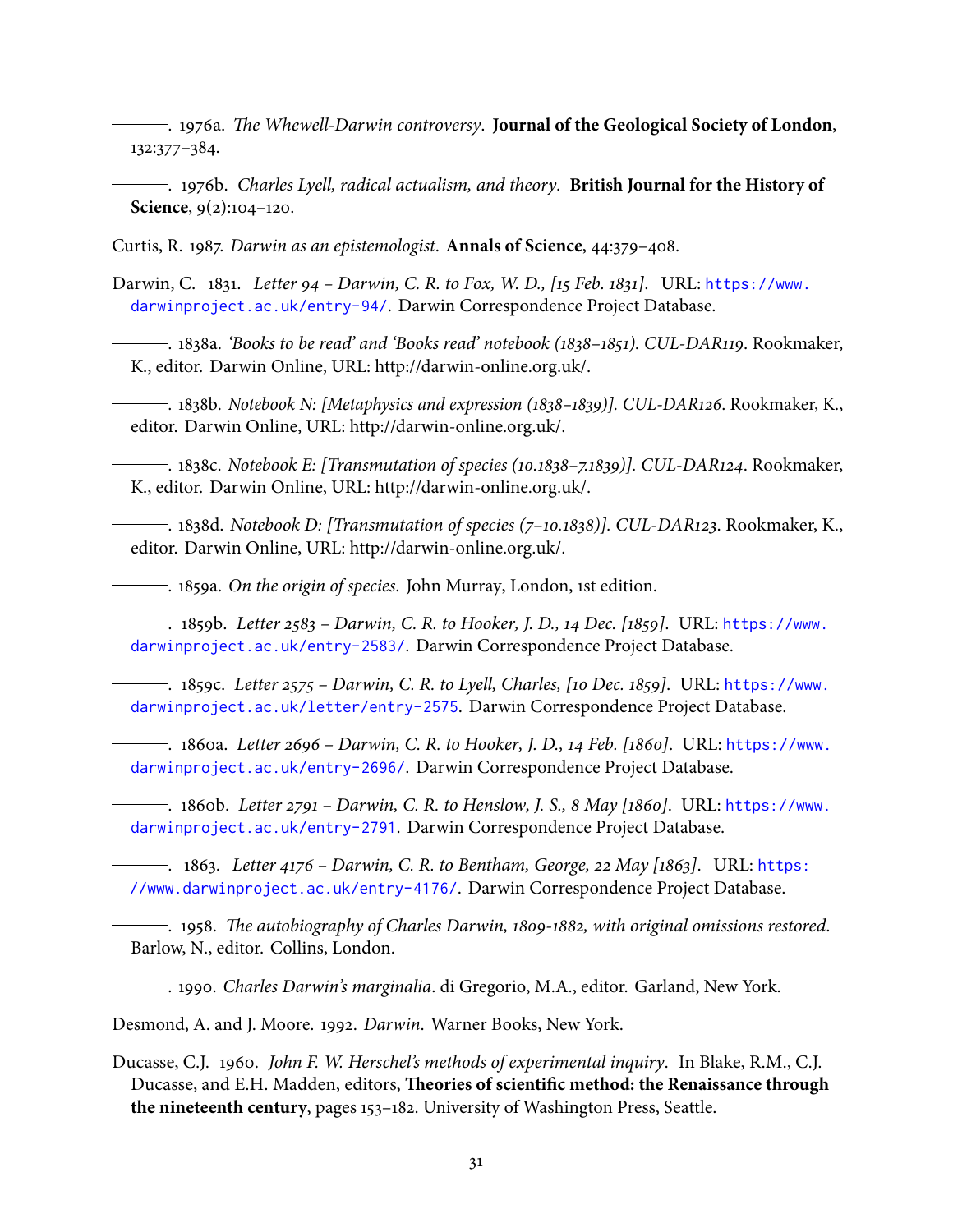———. 1976a. *The Whewell-Darwin controversy*. **Journal of the Geological Society of London**, 132:377–384.

———. 1976b. *Charles Lyell, radical actualism, and theory*. **British Journal for the History of Science**, 9(2):104–120.

Curtis, R. 1987. *Darwin as an epistemologist*. **Annals of Science**, 44:379–408.

Darwin, C. 1831. *Letter 94 – Darwin, C. R. to Fox, W. D., [15 Feb. 1831]*. URL: https://www.darwinproject.ac.uk/entry-94/. Darwin Correspondence Project Database.

———. 1838a. *'Books to be read' and 'Books read' notebook (1838–1851). CUL-DAR119*. Rookmaker, K., editor. Darwin Online, URL: http://darwin-online.org.uk/.

———. 1838b. *Notebook N: [Metaphysics and expression (1838–1839)]. CUL-DAR126*. Rookmaker, K., editor. Darwin Online, URL: http://darwin-online.org.uk/.

———. 1838c. *Notebook E: [Transmutation of species (10.1838–7.1839)]. CUL-DAR124*. Rookmaker, K., editor. Darwin Online, URL: http://darwin-online.org.uk/.

———. 1838d. *Notebook D: [Transmutation of species (7–10.1838)]. CUL-DAR123*. Rookmaker, K., editor. Darwin Online, URL: http://darwin-online.org.uk/.

———. 1859a. *On the origin of species*. John Murray, London, 1st edition.

———. 1859b. *Letter 2583 – Darwin, C. R. to Hooker, J. D., 14 Dec. [1859]*. URL: https://www.darwinproject.ac.uk/entry-2583/. Darwin Correspondence Project Database.

———. 1859c. *Letter 2575 – Darwin, C. R. to Lyell, Charles, [10 Dec. 1859]*. URL: https://www.darwinproject.ac.uk/letter/entry-2575. Darwin Correspondence Project Database.

———. 1860a. *Letter 2696 – Darwin, C. R. to Hooker, J. D., 14 Feb. [1860]*. URL: https://www.darwinproject.ac.uk/entry-2696/. Darwin Correspondence Project Database.

———. 1860b. *Letter 2791 – Darwin, C. R. to Henslow, J. S., 8 May [1860]*. URL: https://www.darwinproject.ac.uk/entry-2791. Darwin Correspondence Project Database.

———. 1863. *Letter 4176 – Darwin, C. R. to Bentham, George, 22 May [1863]*. URL: https://www.darwinproject.ac.uk/entry-4176/. Darwin Correspondence Project Database.

———. 1958. *The autobiography of Charles Darwin, 1809-1882, with original omissions restored*. Barlow, N., editor. Collins, London.

———. 1990. *Charles Darwin's marginalia*. di Gregorio, M.A., editor. Garland, New York.

Desmond, A. and J. Moore. 1992. *Darwin*. Warner Books, New York.

Ducasse, C.J. 1960. *John F. W. Herschel's methods of experimental inquiry*. In Blake, R.M., C.J. Ducasse, and E.H. Madden, editors, **Theories of scientific method: the Renaissance through the nineteenth century**, pages 153–182. University of Washington Press, Seattle.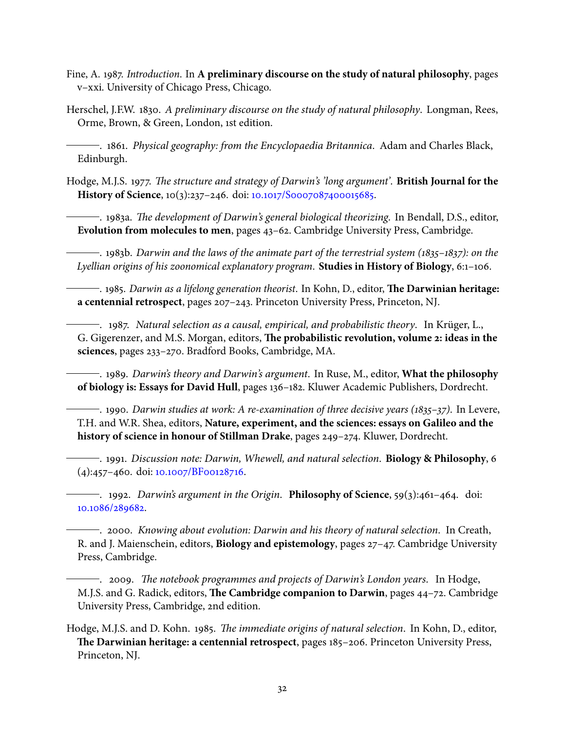Fine, A. 1987. *Introduction*. In **A preliminary discourse on the study of natural philosophy**, pages v–xxi. University of Chicago Press, Chicago.

Herschel, J.F.W. 1830. *A preliminary discourse on the study of natural philosophy*. Longman, Rees, Orme, Brown, & Green, London, 1st edition.

———. 1861. *Physical geography: from the Encyclopaedia Britannica*. Adam and Charles Black, Edinburgh.

Hodge, M.J.S. 1977. *The structure and strategy of Darwin's 'long argument'*. **British Journal for the History of Science**, 10(3):237–246. doi: 10.1017/S0007087400015685.

———. 1983a. *The development of Darwin's general biological theorizing*. In Bendall, D.S., editor, **Evolution from molecules to men**, pages 43–62. Cambridge University Press, Cambridge.

———. 1983b. *Darwin and the laws of the animate part of the terrestrial system (1835–1837): on the Lyellian origins of his zoonomical explanatory program*. **Studies in History of Biology**, 6:1–106.

———. 1985. *Darwin as a lifelong generation theorist*. In Kohn, D., editor, **The Darwinian heritage: a centennial retrospect**, pages 207–243. Princeton University Press, Princeton, NJ.

———. 1987. *Natural selection as a causal, empirical, and probabilistic theory*. In Krüger, L., G. Gigerenzer, and M.S. Morgan, editors, **The probabilistic revolution, volume 2: ideas in the sciences**, pages 233–270. Bradford Books, Cambridge, MA.

———. 1989. *Darwin's theory and Darwin's argument*. In Ruse, M., editor, **What the philosophy of biology is: Essays for David Hull**, pages 136–182. Kluwer Academic Publishers, Dordrecht.

———. 1990. *Darwin studies at work: A re-examination of three decisive years (1835–37)*. In Levere, T.H. and W.R. Shea, editors, **Nature, experiment, and the sciences: essays on Galileo and the history of science in honour of Stillman Drake**, pages 249–274. Kluwer, Dordrecht.

———. 1991. *Discussion note: Darwin, Whewell, and natural selection*. **Biology & Philosophy**, 6 (4):457–460. doi: 10.1007/BF00128716.

———. 1992. *Darwin's argument in the Origin*. **Philosophy of Science**, 59(3):461–464. doi: 10.1086/289682.

———. 2000. *Knowing about evolution: Darwin and his theory of natural selection*. In Creath, R. and J. Maienschein, editors, **Biology and epistemology**, pages 27–47. Cambridge University Press, Cambridge.

———. 2009. *The notebook programmes and projects of Darwin's London years*. In Hodge, M.J.S. and G. Radick, editors, **The Cambridge companion to Darwin**, pages 44–72. Cambridge University Press, Cambridge, 2nd edition.

Hodge, M.J.S. and D. Kohn. 1985. *The immediate origins of natural selection*. In Kohn, D., editor, **The Darwinian heritage: a centennial retrospect**, pages 185–206. Princeton University Press, Princeton, NJ.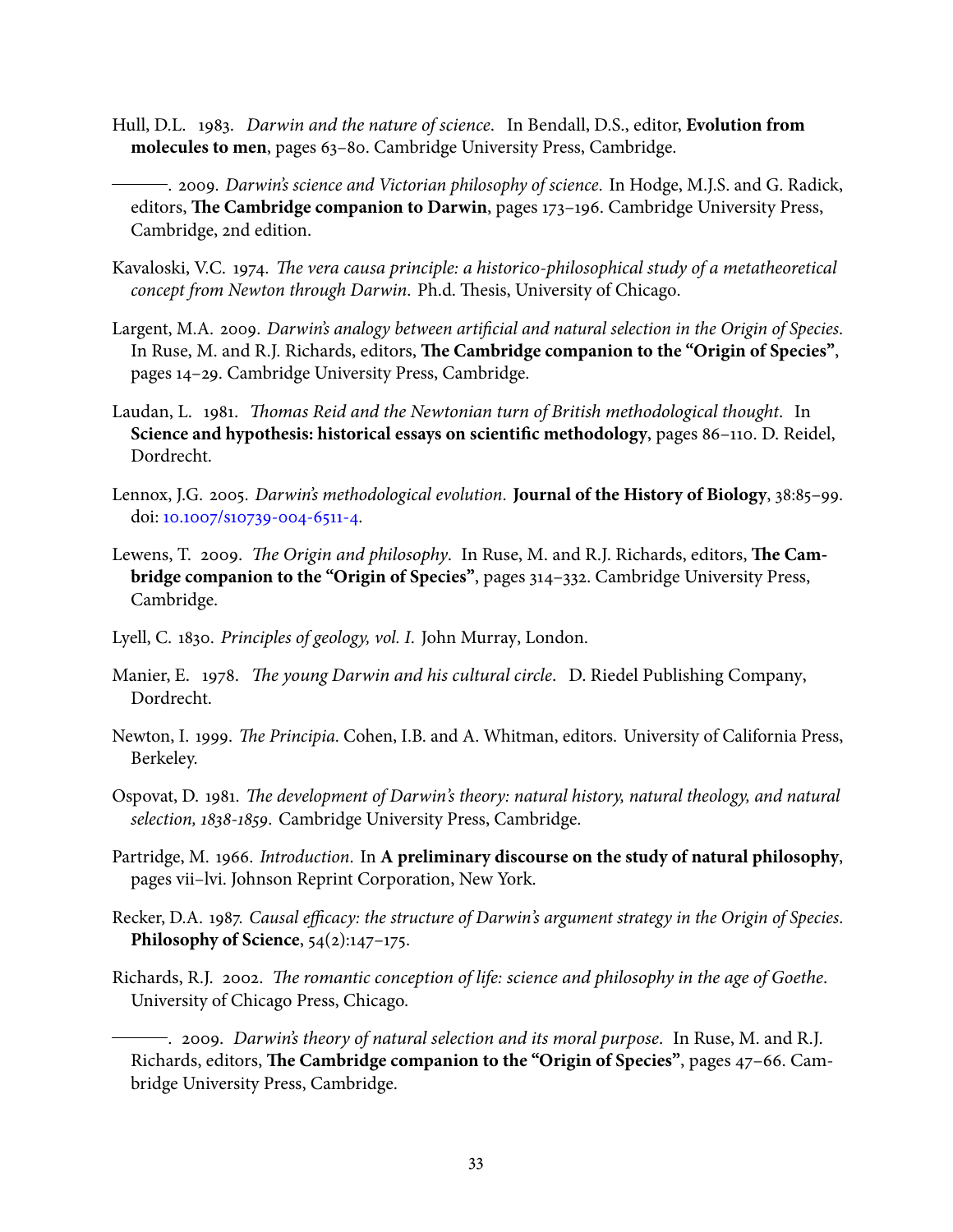Hull, D.L. 1983. *Darwin and the nature of science*. In Bendall, D.S., editor, **Evolution from molecules to men**, pages 63–80. Cambridge University Press, Cambridge.

———. 2009. *Darwin's science and Victorian philosophy of science*. In Hodge, M.J.S. and G. Radick, editors, **The Cambridge companion to Darwin**, pages 173–196. Cambridge University Press, Cambridge, 2nd edition.

Kavaloski, V.C. 1974. *The vera causa principle: a historico-philosophical study of a metatheoretical concept from Newton through Darwin*. Ph.d. Thesis, University of Chicago.

Largent, M.A. 2009. *Darwin's analogy between artificial and natural selection in the Origin of Species*. In Ruse, M. and R.J. Richards, editors, **The Cambridge companion to the "Origin of Species"**, pages 14–29. Cambridge University Press, Cambridge.

Laudan, L. 1981. *Thomas Reid and the Newtonian turn of British methodological thought*. In **Science and hypothesis: historical essays on scientific methodology**, pages 86–110. D. Reidel, Dordrecht.

Lennox, J.G. 2005. *Darwin's methodological evolution*. **Journal of the History of Biology**, 38:85–99. doi: 10.1007/s10739-004-6511-4.

Lewens, T. 2009. *The Origin and philosophy*. In Ruse, M. and R.J. Richards, editors, **The Cambridge companion to the "Origin of Species"**, pages 314–332. Cambridge University Press, Cambridge.

Lyell, C. 1830. *Principles of geology, vol. I*. John Murray, London.

Manier, E. 1978. *The young Darwin and his cultural circle*. D. Riedel Publishing Company, Dordrecht.

Newton, I. 1999. *The Principia*. Cohen, I.B. and A. Whitman, editors. University of California Press, Berkeley.

Ospovat, D. 1981. *The development of Darwin's theory: natural history, natural theology, and natural selection, 1838-1859*. Cambridge University Press, Cambridge.

Partridge, M. 1966. *Introduction*. In **A preliminary discourse on the study of natural philosophy**, pages vii–lvi. Johnson Reprint Corporation, New York.

Recker, D.A. 1987. *Causal efficacy: the structure of Darwin's argument strategy in the Origin of Species*. **Philosophy of Science**, 54(2):147–175.

Richards, R.J. 2002. *The romantic conception of life: science and philosophy in the age of Goethe*. University of Chicago Press, Chicago.

———. 2009. *Darwin's theory of natural selection and its moral purpose*. In Ruse, M. and R.J. Richards, editors, **The Cambridge companion to the "Origin of Species"**, pages 47–66. Cambridge University Press, Cambridge.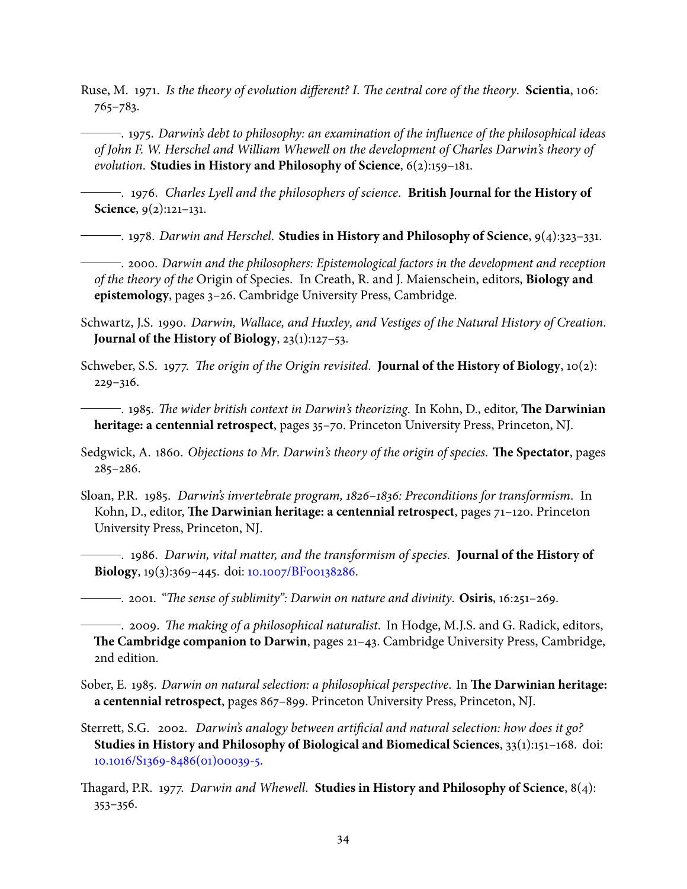Ruse, M. 1971. *Is the theory of evolution different? I. The central core of the theory*. **Scientia**, 106: 765–783.

———. 1975. *Darwin's debt to philosophy: an examination of the influence of the philosophical ideas of John F. W. Herschel and William Whewell on the development of Charles Darwin's theory of evolution*. **Studies in History and Philosophy of Science**, 6(2):159–181.

———. 1976. *Charles Lyell and the philosophers of science*. **British Journal for the History of Science**, 9(2):121–131.

———. 1978. *Darwin and Herschel*. **Studies in History and Philosophy of Science**, 9(4):323–331.

———. 2000. *Darwin and the philosophers: Epistemological factors in the development and reception of the theory of the* Origin of Species. In Creath, R. and J. Maienschein, editors, **Biology and epistemology**, pages 3–26. Cambridge University Press, Cambridge.

Schwartz, J.S. 1990. *Darwin, Wallace, and Huxley, and Vestiges of the Natural History of Creation*. **Journal of the History of Biology**, 23(1):127–53.

Schweber, S.S. 1977. *The origin of the Origin revisited*. **Journal of the History of Biology**, 10(2): 229–316.

———. 1985. *The wider british context in Darwin's theorizing*. In Kohn, D., editor, **The Darwinian heritage: a centennial retrospect**, pages 35–70. Princeton University Press, Princeton, NJ.

Sedgwick, A. 1860. *Objections to Mr. Darwin's theory of the origin of species*. **The Spectator**, pages 285–286.

Sloan, P.R. 1985. *Darwin's invertebrate program, 1826–1836: Preconditions for transformism*. In Kohn, D., editor, **The Darwinian heritage: a centennial retrospect**, pages 71–120. Princeton University Press, Princeton, NJ.

———. 1986. *Darwin, vital matter, and the transformism of species*. **Journal of the History of Biology**, 19(3):369–445. doi: 10.1007/BF00138286.

———. 2001. *"The sense of sublimity": Darwin on nature and divinity*. **Osiris**, 16:251–269.

———. 2009. *The making of a philosophical naturalist*. In Hodge, M.J.S. and G. Radick, editors, **The Cambridge companion to Darwin**, pages 21–43. Cambridge University Press, Cambridge, 2nd edition.

Sober, E. 1985. *Darwin on natural selection: a philosophical perspective*. In **The Darwinian heritage: a centennial retrospect**, pages 867–899. Princeton University Press, Princeton, NJ.

Sterrett, S.G. 2002. *Darwin's analogy between artificial and natural selection: how does it go?* **Studies in History and Philosophy of Biological and Biomedical Sciences**, 33(1):151–168. doi: 10.1016/S1369-8486(01)00039-5.

Thagard, P.R. 1977. *Darwin and Whewell*. **Studies in History and Philosophy of Science**, 8(4): 353–356.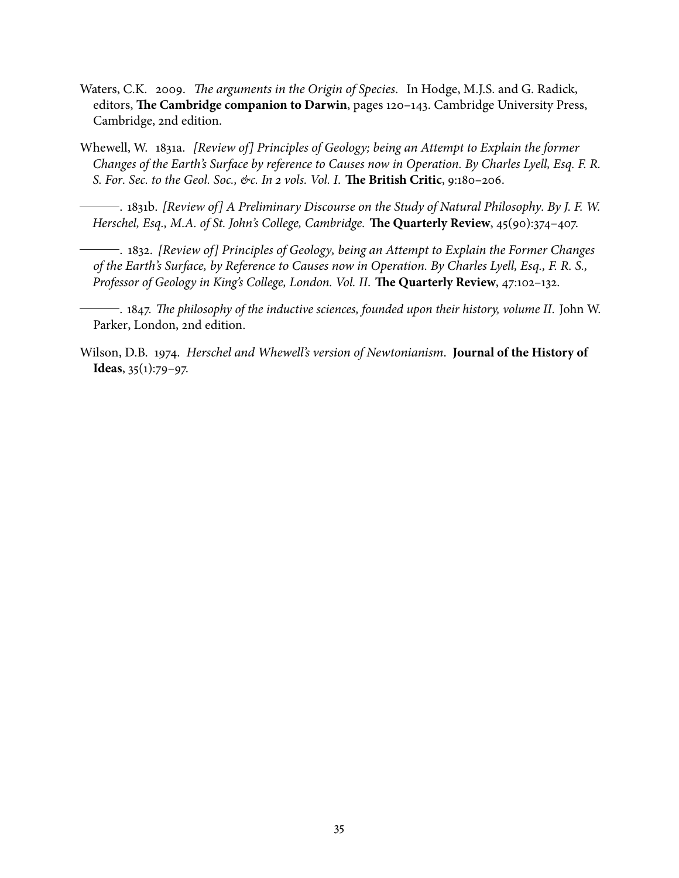Waters, C.K. 2009. *The arguments in the Origin of Species*. In Hodge, M.J.S. and G. Radick, editors, **The Cambridge companion to Darwin**, pages 120–143. Cambridge University Press, Cambridge, 2nd edition.

Whewell, W. 1831a. *[Review of] Principles of Geology; being an Attempt to Explain the former Changes of the Earth's Surface by reference to Causes now in Operation. By Charles Lyell, Esq. F. R. S. For. Sec. to the Geol. Soc., &c. In 2 vols. Vol. I.* **The British Critic**, 9:180–206.

———. 1831b. *[Review of] A Preliminary Discourse on the Study of Natural Philosophy. By J. F. W. Herschel, Esq., M.A. of St. John's College, Cambridge.* **The Quarterly Review**, 45(90):374–407.

———. 1832. *[Review of] Principles of Geology, being an Attempt to Explain the Former Changes of the Earth's Surface, by Reference to Causes now in Operation. By Charles Lyell, Esq., F. R. S., Professor of Geology in King's College, London. Vol. II.* **The Quarterly Review**, 47:102–132.

———. 1847. *The philosophy of the inductive sciences, founded upon their history, volume II.* John W. Parker, London, 2nd edition.

Wilson, D.B. 1974. *Herschel and Whewell's version of Newtonianism*. **Journal of the History of Ideas**, 35(1):79–97.